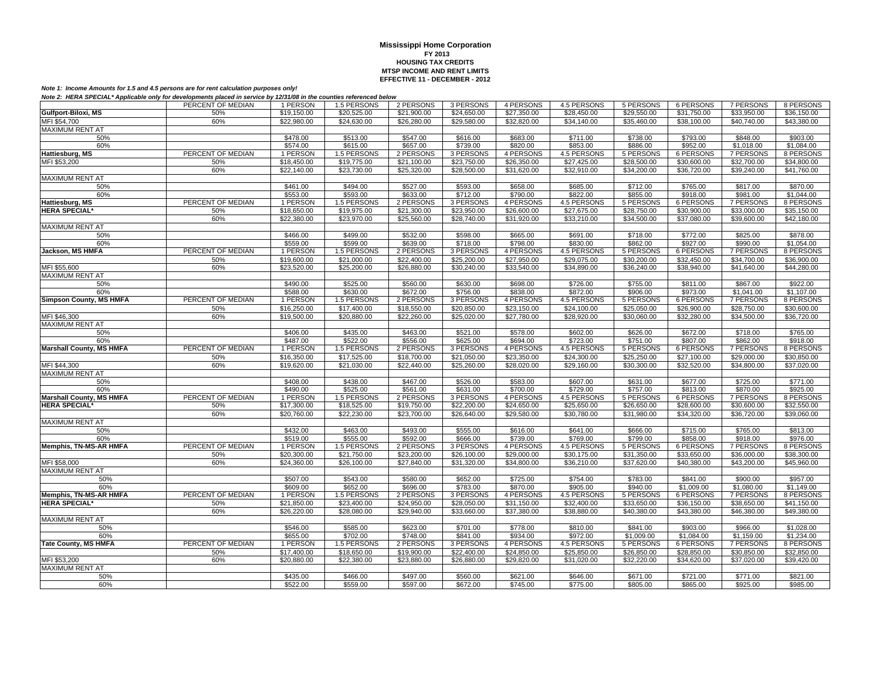# Mississippi Home Corporation

**FY 2013**
**HOUSING TAX CREDITS**
**MTSP INCOME AND RENT LIMITS**
**EFFECTIVE 11 - DECEMBER - 2012**

*Note 1: Income Amounts for 1.5 and 4.5 persons are for rent calculation purposes only!*

*Note 2: HERA SPECIAL* Applicable only for developments placed in service by 12/31/08 in the counties referenced below*

| | PERCENT OF MEDIAN | 1 PERSON | 1.5 PERSONS | 2 PERSONS | 3 PERSONS | 4 PERSONS | 4.5 PERSONS | 5 PERSONS | 6 PERSONS | 7 PERSONS | 8 PERSONS |
|---|---|---|---|---|---|---|---|---|---|---|---|
| **Gulfport-Biloxi, MS** | 50% | $19,150.00 | $20,525.00 | $21,900.00 | $24,650.00 | $27,350.00 | $28,450.00 | $29,550.00 | $31,750.00 | $33,950.00 | $36,150.00 |
| MFI $54,700 | 60% | $22,980.00 | $24,630.00 | $26,280.00 | $29,580.00 | $32,820.00 | $34,140.00 | $35,460.00 | $38,100.00 | $40,740.00 | $43,380.00 |
| MAXIMUM RENT AT | | | | | | | | | | | |
| 50% | | $478.00 | $513.00 | $547.00 | $616.00 | $683.00 | $711.00 | $738.00 | $793.00 | $848.00 | $903.00 |
| 60% | | $574.00 | $615.00 | $657.00 | $739.00 | $820.00 | $853.00 | $886.00 | $952.00 | $1,018.00 | $1,084.00 |
| **Hattiesburg, MS** | PERCENT OF MEDIAN | 1 PERSON | 1.5 PERSONS | 2 PERSONS | 3 PERSONS | 4 PERSONS | 4.5 PERSONS | 5 PERSONS | 6 PERSONS | 7 PERSONS | 8 PERSONS |
| MFI $53,200 | 50% | $18,450.00 | $19,775.00 | $21,100.00 | $23,750.00 | $26,350.00 | $27,425.00 | $28,500.00 | $30,600.00 | $32,700.00 | $34,800.00 |
| | 60% | $22,140.00 | $23,730.00 | $25,320.00 | $28,500.00 | $31,620.00 | $32,910.00 | $34,200.00 | $36,720.00 | $39,240.00 | $41,760.00 |
| MAXIMUM RENT AT | | | | | | | | | | | |
| 50% | | $461.00 | $494.00 | $527.00 | $593.00 | $658.00 | $685.00 | $712.00 | $765.00 | $817.00 | $870.00 |
| 60% | | $553.00 | $593.00 | $633.00 | $712.00 | $790.00 | $822.00 | $855.00 | $918.00 | $981.00 | $1,044.00 |
| **Hattiesburg, MS** | PERCENT OF MEDIAN | 1 PERSON | 1.5 PERSONS | 2 PERSONS | 3 PERSONS | 4 PERSONS | 4.5 PERSONS | 5 PERSONS | 6 PERSONS | 7 PERSONS | 8 PERSONS |
| **HERA SPECIAL*** | 50% | $18,650.00 | $19,975.00 | $21,300.00 | $23,950.00 | $26,600.00 | $27,675.00 | $28,750.00 | $30,900.00 | $33,000.00 | $35,150.00 |
| | 60% | $22,380.00 | $23,970.00 | $25,560.00 | $28,740.00 | $31,920.00 | $33,210.00 | $34,500.00 | $37,080.00 | $39,600.00 | $42,180.00 |
| MAXIMUM RENT AT | | | | | | | | | | | |
| 50% | | $466.00 | $499.00 | $532.00 | $598.00 | $665.00 | $691.00 | $718.00 | $772.00 | $825.00 | $878.00 |
| 60% | | $559.00 | $599.00 | $639.00 | $718.00 | $798.00 | $830.00 | $862.00 | $927.00 | $990.00 | $1,054.00 |
| **Jackson, MS HMFA** | PERCENT OF MEDIAN | 1 PERSON | 1.5 PERSONS | 2 PERSONS | 3 PERSONS | 4 PERSONS | 4.5 PERSONS | 5 PERSONS | 6 PERSONS | 7 PERSONS | 8 PERSONS |
| | 50% | $19,600.00 | $21,000.00 | $22,400.00 | $25,200.00 | $27,950.00 | $29,075.00 | $30,200.00 | $32,450.00 | $34,700.00 | $36,900.00 |
| MFI $55,600 | 60% | $23,520.00 | $25,200.00 | $26,880.00 | $30,240.00 | $33,540.00 | $34,890.00 | $36,240.00 | $38,940.00 | $41,640.00 | $44,280.00 |
| MAXIMUM RENT AT | | | | | | | | | | | |
| 50% | | $490.00 | $525.00 | $560.00 | $630.00 | $698.00 | $726.00 | $755.00 | $811.00 | $867.00 | $922.00 |
| 60% | | $588.00 | $630.00 | $672.00 | $756.00 | $838.00 | $872.00 | $906.00 | $973.00 | $1,041.00 | $1,107.00 |
| **Simpson County, MS HMFA** | PERCENT OF MEDIAN | 1 PERSON | 1.5 PERSONS | 2 PERSONS | 3 PERSONS | 4 PERSONS | 4.5 PERSONS | 5 PERSONS | 6 PERSONS | 7 PERSONS | 8 PERSONS |
| | 50% | $16,250.00 | $17,400.00 | $18,550.00 | $20,850.00 | $23,150.00 | $24,100.00 | $25,050.00 | $26,900.00 | $28,750.00 | $30,600.00 |
| MFI $46,300 | 60% | $19,500.00 | $20,880.00 | $22,260.00 | $25,020.00 | $27,780.00 | $28,920.00 | $30,060.00 | $32,280.00 | $34,500.00 | $36,720.00 |
| MAXIMUM RENT AT | | | | | | | | | | | |
| 50% | | $406.00 | $435.00 | $463.00 | $521.00 | $578.00 | $602.00 | $626.00 | $672.00 | $718.00 | $765.00 |
| 60% | | $487.00 | $522.00 | $556.00 | $625.00 | $694.00 | $723.00 | $751.00 | $807.00 | $862.00 | $918.00 |
| **Marshall County, MS HMFA** | PERCENT OF MEDIAN | 1 PERSON | 1.5 PERSONS | 2 PERSONS | 3 PERSONS | 4 PERSONS | 4.5 PERSONS | 5 PERSONS | 6 PERSONS | 7 PERSONS | 8 PERSONS |
| | 50% | $16,350.00 | $17,525.00 | $18,700.00 | $21,050.00 | $23,350.00 | $24,300.00 | $25,250.00 | $27,100.00 | $29,000.00 | $30,850.00 |
| MFI $44,300 | 60% | $19,620.00 | $21,030.00 | $22,440.00 | $25,260.00 | $28,020.00 | $29,160.00 | $30,300.00 | $32,520.00 | $34,800.00 | $37,020.00 |
| MAXIMUM RENT AT | | | | | | | | | | | |
| 50% | | $408.00 | $438.00 | $467.00 | $526.00 | $583.00 | $607.00 | $631.00 | $677.00 | $725.00 | $771.00 |
| 60% | | $490.00 | $525.00 | $561.00 | $631.00 | $700.00 | $729.00 | $757.00 | $813.00 | $870.00 | $925.00 |
| **Marshall County, MS HMFA** | PERCENT OF MEDIAN | 1 PERSON | 1.5 PERSONS | 2 PERSONS | 3 PERSONS | 4 PERSONS | 4.5 PERSONS | 5 PERSONS | 6 PERSONS | 7 PERSONS | 8 PERSONS |
| **HERA SPECIAL*** | 50% | $17,300.00 | $18,525.00 | $19,750.00 | $22,200.00 | $24,650.00 | $25,650.00 | $26,650.00 | $28,600.00 | $30,600.00 | $32,550.00 |
| | 60% | $20,760.00 | $22,230.00 | $23,700.00 | $26,640.00 | $29,580.00 | $30,780.00 | $31,980.00 | $34,320.00 | $36,720.00 | $39,060.00 |
| MAXIMUM RENT AT | | | | | | | | | | | |
| 50% | | $432.00 | $463.00 | $493.00 | $555.00 | $616.00 | $641.00 | $666.00 | $715.00 | $765.00 | $813.00 |
| 60% | | $519.00 | $555.00 | $592.00 | $666.00 | $739.00 | $769.00 | $799.00 | $858.00 | $918.00 | $976.00 |
| **Memphis, TN-MS-AR HMFA** | PERCENT OF MEDIAN | 1 PERSON | 1.5 PERSONS | 2 PERSONS | 3 PERSONS | 4 PERSONS | 4.5 PERSONS | 5 PERSONS | 6 PERSONS | 7 PERSONS | 8 PERSONS |
| | 50% | $20,300.00 | $21,750.00 | $23,200.00 | $26,100.00 | $29,000.00 | $30,175.00 | $31,350.00 | $33,650.00 | $36,000.00 | $38,300.00 |
| MFI $58,000 | 60% | $24,360.00 | $26,100.00 | $27,840.00 | $31,320.00 | $34,800.00 | $36,210.00 | $37,620.00 | $40,380.00 | $43,200.00 | $45,960.00 |
| MAXIMUM RENT AT | | | | | | | | | | | |
| 50% | | $507.00 | $543.00 | $580.00 | $652.00 | $725.00 | $754.00 | $783.00 | $841.00 | $900.00 | $957.00 |
| 60% | | $609.00 | $652.00 | $696.00 | $783.00 | $870.00 | $905.00 | $940.00 | $1,009.00 | $1,080.00 | $1,149.00 |
| **Memphis, TN-MS-AR HMFA** | PERCENT OF MEDIAN | 1 PERSON | 1.5 PERSONS | 2 PERSONS | 3 PERSONS | 4 PERSONS | 4.5 PERSONS | 5 PERSONS | 6 PERSONS | 7 PERSONS | 8 PERSONS |
| **HERA SPECIAL*** | 50% | $21,850.00 | $23,400.00 | $24,950.00 | $28,050.00 | $31,150.00 | $32,400.00 | $33,650.00 | $36,150.00 | $38,650.00 | $41,150.00 |
| | 60% | $26,220.00 | $28,080.00 | $29,940.00 | $33,660.00 | $37,380.00 | $38,880.00 | $40,380.00 | $43,380.00 | $46,380.00 | $49,380.00 |
| MAXIMUM RENT AT | | | | | | | | | | | |
| 50% | | $546.00 | $585.00 | $623.00 | $701.00 | $778.00 | $810.00 | $841.00 | $903.00 | $966.00 | $1,028.00 |
| 60% | | $655.00 | $702.00 | $748.00 | $841.00 | $934.00 | $972.00 | $1,009.00 | $1,084.00 | $1,159.00 | $1,234.00 |
| **Tate County, MS HMFA** | PERCENT OF MEDIAN | 1 PERSON | 1.5 PERSONS | 2 PERSONS | 3 PERSONS | 4 PERSONS | 4.5 PERSONS | 5 PERSONS | 6 PERSONS | 7 PERSONS | 8 PERSONS |
| | 50% | $17,400.00 | $18,650.00 | $19,900.00 | $22,400.00 | $24,850.00 | $25,850.00 | $26,850.00 | $28,850.00 | $30,850.00 | $32,850.00 |
| MFI $53,200 | 60% | $20,880.00 | $22,380.00 | $23,880.00 | $26,880.00 | $29,820.00 | $31,020.00 | $32,220.00 | $34,620.00 | $37,020.00 | $39,420.00 |
| MAXIMUM RENT AT | | | | | | | | | | | |
| 50% | | $435.00 | $466.00 | $497.00 | $560.00 | $621.00 | $646.00 | $671.00 | $721.00 | $771.00 | $821.00 |
| 60% | | $522.00 | $559.00 | $597.00 | $672.00 | $745.00 | $775.00 | $805.00 | $865.00 | $925.00 | $985.00 |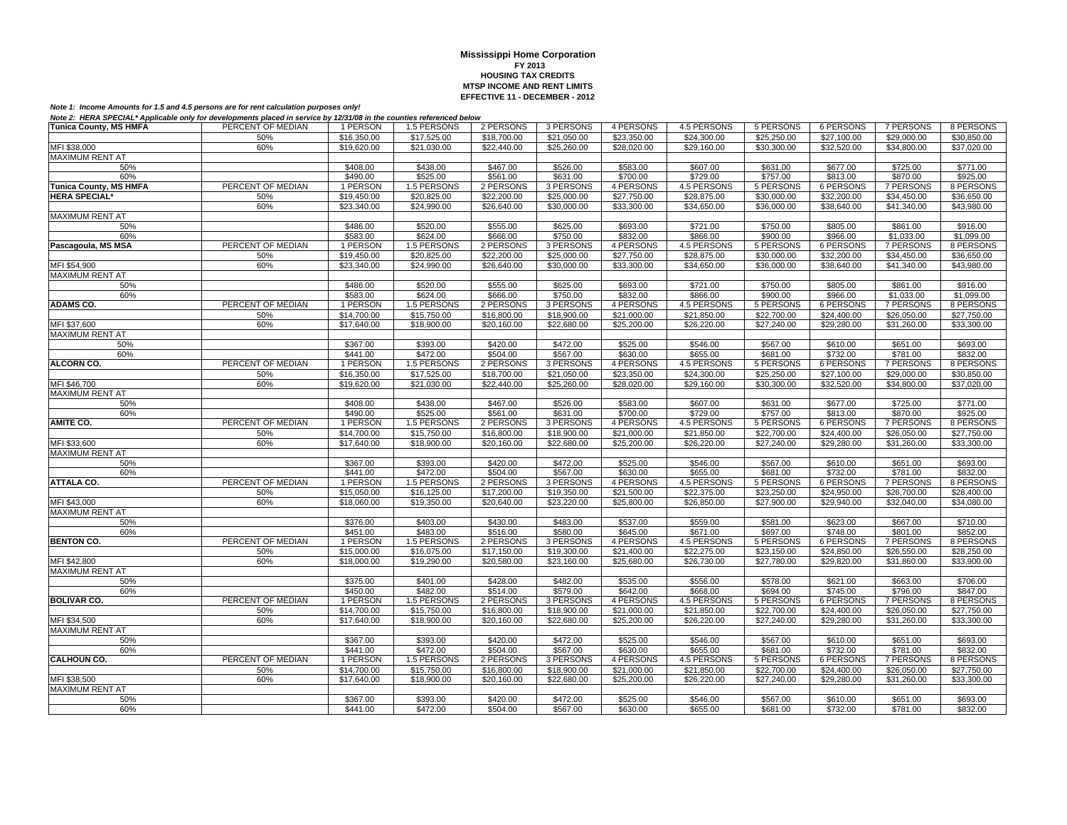**Mississippi Home Corporation**
**FY 2013**
**HOUSING TAX CREDITS**
**MTSP INCOME AND RENT LIMITS**
**EFFECTIVE 11 - DECEMBER - 2012**

***Note 1: Income Amounts for 1.5 and 4.5 persons are for rent calculation purposes only!***

***Note 2: HERA SPECIAL\* Applicable only for developments placed in service by 12/31/08 in the counties referenced below***

| **Tunica County, MS HMFA** | PERCENT OF MEDIAN | 1 PERSON | 1.5 PERSONS | 2 PERSONS | 3 PERSONS | 4 PERSONS | 4.5 PERSONS | 5 PERSONS | 6 PERSONS | 7 PERSONS | 8 PERSONS |
|---|---|---|---|---|---|---|---|---|---|---|---|
| | 50% | $16,350.00 | $17,525.00 | $18,700.00 | $21,050.00 | $23,350.00 | $24,300.00 | $25,250.00 | $27,100.00 | $29,000.00 | $30,850.00 |
| MFI $38,000 | 60% | $19,620.00 | $21,030.00 | $22,440.00 | $25,260.00 | $28,020.00 | $29,160.00 | $30,300.00 | $32,520.00 | $34,800.00 | $37,020.00 |
| MAXIMUM RENT AT | | | | | | | | | | | |
| 50% | | $408.00 | $438.00 | $467.00 | $526.00 | $583.00 | $607.00 | $631.00 | $677.00 | $725.00 | $771.00 |
| 60% | | $490.00 | $525.00 | $561.00 | $631.00 | $700.00 | $729.00 | $757.00 | $813.00 | $870.00 | $925.00 |
| **Tunica County, MS HMFA** | PERCENT OF MEDIAN | 1 PERSON | 1.5 PERSONS | 2 PERSONS | 3 PERSONS | 4 PERSONS | 4.5 PERSONS | 5 PERSONS | 6 PERSONS | 7 PERSONS | 8 PERSONS |
| **HERA SPECIAL\*** | 50% | $19,450.00 | $20,825.00 | $22,200.00 | $25,000.00 | $27,750.00 | $28,875.00 | $30,000.00 | $32,200.00 | $34,450.00 | $36,650.00 |
| | 60% | $23,340.00 | $24,990.00 | $26,640.00 | $30,000.00 | $33,300.00 | $34,650.00 | $36,000.00 | $38,640.00 | $41,340.00 | $43,980.00 |
| MAXIMUM RENT AT | | | | | | | | | | | |
| 50% | | $486.00 | $520.00 | $555.00 | $625.00 | $693.00 | $721.00 | $750.00 | $805.00 | $861.00 | $916.00 |
| 60% | | $583.00 | $624.00 | $666.00 | $750.00 | $832.00 | $866.00 | $900.00 | $966.00 | $1,033.00 | $1,099.00 |
| **Pascagoula, MS MSA** | PERCENT OF MEDIAN | 1 PERSON | 1.5 PERSONS | 2 PERSONS | 3 PERSONS | 4 PERSONS | 4.5 PERSONS | 5 PERSONS | 6 PERSONS | 7 PERSONS | 8 PERSONS |
| | 50% | $19,450.00 | $20,825.00 | $22,200.00 | $25,000.00 | $27,750.00 | $28,875.00 | $30,000.00 | $32,200.00 | $34,450.00 | $36,650.00 |
| MFI $54,900 | 60% | $23,340.00 | $24,990.00 | $26,640.00 | $30,000.00 | $33,300.00 | $34,650.00 | $36,000.00 | $38,640.00 | $41,340.00 | $43,980.00 |
| MAXIMUM RENT AT | | | | | | | | | | | |
| 50% | | $486.00 | $520.00 | $555.00 | $625.00 | $693.00 | $721.00 | $750.00 | $805.00 | $861.00 | $916.00 |
| 60% | | $583.00 | $624.00 | $666.00 | $750.00 | $832.00 | $866.00 | $900.00 | $966.00 | $1,033.00 | $1,099.00 |
| **ADAMS CO.** | PERCENT OF MEDIAN | 1 PERSON | 1.5 PERSONS | 2 PERSONS | 3 PERSONS | 4 PERSONS | 4.5 PERSONS | 5 PERSONS | 6 PERSONS | 7 PERSONS | 8 PERSONS |
| | 50% | $14,700.00 | $15,750.00 | $16,800.00 | $18,900.00 | $21,000.00 | $21,850.00 | $22,700.00 | $24,400.00 | $26,050.00 | $27,750.00 |
| MFI $37,600 | 60% | $17,640.00 | $18,900.00 | $20,160.00 | $22,680.00 | $25,200.00 | $26,220.00 | $27,240.00 | $29,280.00 | $31,260.00 | $33,300.00 |
| MAXIMUM RENT AT | | | | | | | | | | | |
| 50% | | $367.00 | $393.00 | $420.00 | $472.00 | $525.00 | $546.00 | $567.00 | $610.00 | $651.00 | $693.00 |
| 60% | | $441.00 | $472.00 | $504.00 | $567.00 | $630.00 | $655.00 | $681.00 | $732.00 | $781.00 | $832.00 |
| **ALCORN CO.** | PERCENT OF MEDIAN | 1 PERSON | 1.5 PERSONS | 2 PERSONS | 3 PERSONS | 4 PERSONS | 4.5 PERSONS | 5 PERSONS | 6 PERSONS | 7 PERSONS | 8 PERSONS |
| | 50% | $16,350.00 | $17,525.00 | $18,700.00 | $21,050.00 | $23,350.00 | $24,300.00 | $25,250.00 | $27,100.00 | $29,000.00 | $30,850.00 |
| MFI $46,700 | 60% | $19,620.00 | $21,030.00 | $22,440.00 | $25,260.00 | $28,020.00 | $29,160.00 | $30,300.00 | $32,520.00 | $34,800.00 | $37,020.00 |
| MAXIMUM RENT AT | | | | | | | | | | | |
| 50% | | $408.00 | $438.00 | $467.00 | $526.00 | $583.00 | $607.00 | $631.00 | $677.00 | $725.00 | $771.00 |
| 60% | | $490.00 | $525.00 | $561.00 | $631.00 | $700.00 | $729.00 | $757.00 | $813.00 | $870.00 | $925.00 |
| **AMITE CO.** | PERCENT OF MEDIAN | 1 PERSON | 1.5 PERSONS | 2 PERSONS | 3 PERSONS | 4 PERSONS | 4.5 PERSONS | 5 PERSONS | 6 PERSONS | 7 PERSONS | 8 PERSONS |
| | 50% | $14,700.00 | $15,750.00 | $16,800.00 | $18,900.00 | $21,000.00 | $21,850.00 | $22,700.00 | $24,400.00 | $26,050.00 | $27,750.00 |
| MFI $33,600 | 60% | $17,640.00 | $18,900.00 | $20,160.00 | $22,680.00 | $25,200.00 | $26,220.00 | $27,240.00 | $29,280.00 | $31,260.00 | $33,300.00 |
| MAXIMUM RENT AT | | | | | | | | | | | |
| 50% | | $367.00 | $393.00 | $420.00 | $472.00 | $525.00 | $546.00 | $567.00 | $610.00 | $651.00 | $693.00 |
| 60% | | $441.00 | $472.00 | $504.00 | $567.00 | $630.00 | $655.00 | $681.00 | $732.00 | $781.00 | $832.00 |
| **ATTALA CO.** | PERCENT OF MEDIAN | 1 PERSON | 1.5 PERSONS | 2 PERSONS | 3 PERSONS | 4 PERSONS | 4.5 PERSONS | 5 PERSONS | 6 PERSONS | 7 PERSONS | 8 PERSONS |
| | 50% | $15,050.00 | $16,125.00 | $17,200.00 | $19,350.00 | $21,500.00 | $22,375.00 | $23,250.00 | $24,950.00 | $26,700.00 | $28,400.00 |
| MFI $43,000 | 60% | $18,060.00 | $19,350.00 | $20,640.00 | $23,220.00 | $25,800.00 | $26,850.00 | $27,900.00 | $29,940.00 | $32,040.00 | $34,080.00 |
| MAXIMUM RENT AT | | | | | | | | | | | |
| 50% | | $376.00 | $403.00 | $430.00 | $483.00 | $537.00 | $559.00 | $581.00 | $623.00 | $667.00 | $710.00 |
| 60% | | $451.00 | $483.00 | $516.00 | $580.00 | $645.00 | $671.00 | $697.00 | $748.00 | $801.00 | $852.00 |
| **BENTON CO.** | PERCENT OF MEDIAN | 1 PERSON | 1.5 PERSONS | 2 PERSONS | 3 PERSONS | 4 PERSONS | 4.5 PERSONS | 5 PERSONS | 6 PERSONS | 7 PERSONS | 8 PERSONS |
| | 50% | $15,000.00 | $16,075.00 | $17,150.00 | $19,300.00 | $21,400.00 | $22,275.00 | $23,150.00 | $24,850.00 | $26,550.00 | $28,250.00 |
| MFI $42,800 | 60% | $18,000.00 | $19,290.00 | $20,580.00 | $23,160.00 | $25,680.00 | $26,730.00 | $27,780.00 | $29,820.00 | $31,860.00 | $33,900.00 |
| MAXIMUM RENT AT | | | | | | | | | | | |
| 50% | | $375.00 | $401.00 | $428.00 | $482.00 | $535.00 | $556.00 | $578.00 | $621.00 | $663.00 | $706.00 |
| 60% | | $450.00 | $482.00 | $514.00 | $579.00 | $642.00 | $668.00 | $694.00 | $745.00 | $796.00 | $847.00 |
| **BOLIVAR CO.** | PERCENT OF MEDIAN | 1 PERSON | 1.5 PERSONS | 2 PERSONS | 3 PERSONS | 4 PERSONS | 4.5 PERSONS | 5 PERSONS | 6 PERSONS | 7 PERSONS | 8 PERSONS |
| | 50% | $14,700.00 | $15,750.00 | $16,800.00 | $18,900.00 | $21,000.00 | $21,850.00 | $22,700.00 | $24,400.00 | $26,050.00 | $27,750.00 |
| MFI $34,500 | 60% | $17,640.00 | $18,900.00 | $20,160.00 | $22,680.00 | $25,200.00 | $26,220.00 | $27,240.00 | $29,280.00 | $31,260.00 | $33,300.00 |
| MAXIMUM RENT AT | | | | | | | | | | | |
| 50% | | $367.00 | $393.00 | $420.00 | $472.00 | $525.00 | $546.00 | $567.00 | $610.00 | $651.00 | $693.00 |
| 60% | | $441.00 | $472.00 | $504.00 | $567.00 | $630.00 | $655.00 | $681.00 | $732.00 | $781.00 | $832.00 |
| **CALHOUN CO.** | PERCENT OF MEDIAN | 1 PERSON | 1.5 PERSONS | 2 PERSONS | 3 PERSONS | 4 PERSONS | 4.5 PERSONS | 5 PERSONS | 6 PERSONS | 7 PERSONS | 8 PERSONS |
| | 50% | $14,700.00 | $15,750.00 | $16,800.00 | $18,900.00 | $21,000.00 | $21,850.00 | $22,700.00 | $24,400.00 | $26,050.00 | $27,750.00 |
| MFI $38,500 | 60% | $17,640.00 | $18,900.00 | $20,160.00 | $22,680.00 | $25,200.00 | $26,220.00 | $27,240.00 | $29,280.00 | $31,260.00 | $33,300.00 |
| MAXIMUM RENT AT | | | | | | | | | | | |
| 50% | | $367.00 | $393.00 | $420.00 | $472.00 | $525.00 | $546.00 | $567.00 | $610.00 | $651.00 | $693.00 |
| 60% | | $441.00 | $472.00 | $504.00 | $567.00 | $630.00 | $655.00 | $681.00 | $732.00 | $781.00 | $832.00 |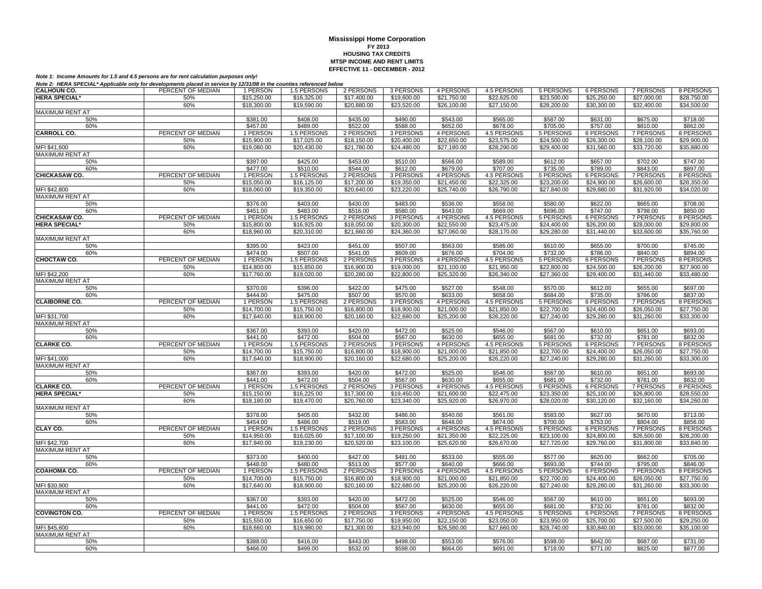# Mississippi Home Corporation
## FY 2013
## HOUSING TAX CREDITS
## MTSP INCOME AND RENT LIMITS
## EFFECTIVE 11 - DECEMBER - 2012

***Note 1: Income Amounts for 1.5 and 4.5 persons are for rent calculation purposes only!***

***Note 2: HERA SPECIAL* Applicable only for developments placed in service by 12/31/08 in the counties referenced below***

| | | | | | | | | | | | |
|---|---|---|---|---|---|---|---|---|---|---|---|
| **CALHOUN CO.** | PERCENT OF MEDIAN | 1 PERSON | 1.5 PERSONS | 2 PERSONS | 3 PERSONS | 4 PERSONS | 4.5 PERSONS | 5 PERSONS | 6 PERSONS | 7 PERSONS | 8 PERSONS |
| **HERA SPECIAL*** | 50% | $15,250.00 | $16,325.00 | $17,400.00 | $19,600.00 | $21,750.00 | $22,625.00 | $23,500.00 | $25,250.00 | $27,000.00 | $28,750.00 |
| | 60% | $18,300.00 | $19,590.00 | $20,880.00 | $23,520.00 | $26,100.00 | $27,150.00 | $28,200.00 | $30,300.00 | $32,400.00 | $34,500.00 |
| MAXIMUM RENT AT | | | | | | | | | | | |
| 50% | | $381.00 | $408.00 | $435.00 | $490.00 | $543.00 | $565.00 | $587.00 | $631.00 | $675.00 | $718.00 |
| 60% | | $457.00 | $489.00 | $522.00 | $588.00 | $652.00 | $678.00 | $705.00 | $757.00 | $810.00 | $862.00 |
| **CARROLL CO.** | PERCENT OF MEDIAN | 1 PERSON | 1.5 PERSONS | 2 PERSONS | 3 PERSONS | 4 PERSONS | 4.5 PERSONS | 5 PERSONS | 6 PERSONS | 7 PERSONS | 8 PERSONS |
| | 50% | $15,900.00 | $17,025.00 | $18,150.00 | $20,400.00 | $22,650.00 | $23,575.00 | $24,500.00 | $26,300.00 | $28,100.00 | $29,900.00 |
| MFI $41,600 | 60% | $19,080.00 | $20,430.00 | $21,780.00 | $24,480.00 | $27,180.00 | $28,290.00 | $29,400.00 | $31,560.00 | $33,720.00 | $35,880.00 |
| MAXIMUM RENT AT | | | | | | | | | | | |
| 50% | | $397.00 | $425.00 | $453.00 | $510.00 | $566.00 | $589.00 | $612.00 | $657.00 | $702.00 | $747.00 |
| 60% | | $477.00 | $510.00 | $544.00 | $612.00 | $679.00 | $707.00 | $735.00 | $789.00 | $843.00 | $897.00 |
| **CHICKASAW CO.** | PERCENT OF MEDIAN | 1 PERSON | 1.5 PERSONS | 2 PERSONS | 3 PERSONS | 4 PERSONS | 4.5 PERSONS | 5 PERSONS | 6 PERSONS | 7 PERSONS | 8 PERSONS |
| | 50% | $15,050.00 | $16,125.00 | $17,200.00 | $19,350.00 | $21,450.00 | $22,325.00 | $23,200.00 | $24,900.00 | $26,600.00 | $28,350.00 |
| MFI $42,800 | 60% | $18,060.00 | $19,350.00 | $20,640.00 | $23,220.00 | $25,740.00 | $26,790.00 | $27,840.00 | $29,880.00 | $31,920.00 | $34,020.00 |
| MAXIMUM RENT AT | | | | | | | | | | | |
| 50% | | $376.00 | $403.00 | $430.00 | $483.00 | $536.00 | $558.00 | $580.00 | $622.00 | $665.00 | $708.00 |
| 60% | | $451.00 | $483.00 | $516.00 | $580.00 | $643.00 | $669.00 | $696.00 | $747.00 | $798.00 | $850.00 |
| **CHICKASAW CO.** | PERCENT OF MEDIAN | 1 PERSON | 1.5 PERSONS | 2 PERSONS | 3 PERSONS | 4 PERSONS | 4.5 PERSONS | 5 PERSONS | 6 PERSONS | 7 PERSONS | 8 PERSONS |
| **HERA SPECIAL*** | 50% | $15,800.00 | $16,925.00 | $18,050.00 | $20,300.00 | $22,550.00 | $23,475.00 | $24,400.00 | $26,200.00 | $28,000.00 | $29,800.00 |
| | 60% | $18,960.00 | $20,310.00 | $21,660.00 | $24,360.00 | $27,060.00 | $28,170.00 | $29,280.00 | $31,440.00 | $33,600.00 | $35,760.00 |
| MAXIMUM RENT AT | | | | | | | | | | | |
| 50% | | $395.00 | $423.00 | $451.00 | $507.00 | $563.00 | $586.00 | $610.00 | $655.00 | $700.00 | $745.00 |
| 60% | | $474.00 | $507.00 | $541.00 | $609.00 | $676.00 | $704.00 | $732.00 | $786.00 | $840.00 | $894.00 |
| **CHOCTAW CO.** | PERCENT OF MEDIAN | 1 PERSON | 1.5 PERSONS | 2 PERSONS | 3 PERSONS | 4 PERSONS | 4.5 PERSONS | 5 PERSONS | 6 PERSONS | 7 PERSONS | 8 PERSONS |
| | 50% | $14,800.00 | $15,850.00 | $16,900.00 | $19,000.00 | $21,100.00 | $21,950.00 | $22,800.00 | $24,500.00 | $26,200.00 | $27,900.00 |
| MFI $42,200 | 60% | $17,760.00 | $19,020.00 | $20,280.00 | $22,800.00 | $25,320.00 | $26,340.00 | $27,360.00 | $29,400.00 | $31,440.00 | $33,480.00 |
| MAXIMUM RENT AT | | | | | | | | | | | |
| 50% | | $370.00 | $396.00 | $422.00 | $475.00 | $527.00 | $548.00 | $570.00 | $612.00 | $655.00 | $697.00 |
| 60% | | $444.00 | $475.00 | $507.00 | $570.00 | $633.00 | $658.00 | $684.00 | $735.00 | $786.00 | $837.00 |
| **CLAIBORNE CO.** | PERCENT OF MEDIAN | 1 PERSON | 1.5 PERSONS | 2 PERSONS | 3 PERSONS | 4 PERSONS | 4.5 PERSONS | 5 PERSONS | 6 PERSONS | 7 PERSONS | 8 PERSONS |
| | 50% | $14,700.00 | $15,750.00 | $16,800.00 | $18,900.00 | $21,000.00 | $21,850.00 | $22,700.00 | $24,400.00 | $26,050.00 | $27,750.00 |
| MFI $31,700 | 60% | $17,640.00 | $18,900.00 | $20,160.00 | $22,680.00 | $25,200.00 | $26,220.00 | $27,240.00 | $29,280.00 | $31,260.00 | $33,300.00 |
| MAXIMUM RENT AT | | | | | | | | | | | |
| 50% | | $367.00 | $393.00 | $420.00 | $472.00 | $525.00 | $546.00 | $567.00 | $610.00 | $651.00 | $693.00 |
| 60% | | $441.00 | $472.00 | $504.00 | $567.00 | $630.00 | $655.00 | $681.00 | $732.00 | $781.00 | $832.00 |
| **CLARKE CO.** | PERCENT OF MEDIAN | 1 PERSON | 1.5 PERSONS | 2 PERSONS | 3 PERSONS | 4 PERSONS | 4.5 PERSONS | 5 PERSONS | 6 PERSONS | 7 PERSONS | 8 PERSONS |
| | 50% | $14,700.00 | $15,750.00 | $16,800.00 | $18,900.00 | $21,000.00 | $21,850.00 | $22,700.00 | $24,400.00 | $26,050.00 | $27,750.00 |
| MFI $41,000 | 60% | $17,640.00 | $18,900.00 | $20,160.00 | $22,680.00 | $25,200.00 | $26,220.00 | $27,240.00 | $29,280.00 | $31,260.00 | $33,300.00 |
| MAXIMUM RENT AT | | | | | | | | | | | |
| 50% | | $367.00 | $393.00 | $420.00 | $472.00 | $525.00 | $546.00 | $567.00 | $610.00 | $651.00 | $693.00 |
| 60% | | $441.00 | $472.00 | $504.00 | $567.00 | $630.00 | $655.00 | $681.00 | $732.00 | $781.00 | $832.00 |
| **CLARKE CO.** | PERCENT OF MEDIAN | 1 PERSON | 1.5 PERSONS | 2 PERSONS | 3 PERSONS | 4 PERSONS | 4.5 PERSONS | 5 PERSONS | 6 PERSONS | 7 PERSONS | 8 PERSONS |
| **HERA SPECIAL*** | 50% | $15,150.00 | $16,225.00 | $17,300.00 | $19,450.00 | $21,600.00 | $22,475.00 | $23,350.00 | $25,100.00 | $26,800.00 | $28,550.00 |
| | 60% | $18,180.00 | $19,470.00 | $20,760.00 | $23,340.00 | $25,920.00 | $26,970.00 | $28,020.00 | $30,120.00 | $32,160.00 | $34,260.00 |
| MAXIMUM RENT AT | | | | | | | | | | | |
| 50% | | $378.00 | $405.00 | $432.00 | $486.00 | $540.00 | $561.00 | $583.00 | $627.00 | $670.00 | $713.00 |
| 60% | | $454.00 | $486.00 | $519.00 | $583.00 | $648.00 | $674.00 | $700.00 | $753.00 | $804.00 | $856.00 |
| **CLAY CO.** | PERCENT OF MEDIAN | 1 PERSON | 1.5 PERSONS | 2 PERSONS | 3 PERSONS | 4 PERSONS | 4.5 PERSONS | 5 PERSONS | 6 PERSONS | 7 PERSONS | 8 PERSONS |
| | 50% | $14,950.00 | $16,025.00 | $17,100.00 | $19,250.00 | $21,350.00 | $22,225.00 | $23,100.00 | $24,800.00 | $26,500.00 | $28,200.00 |
| MFI $42,700 | 60% | $17,940.00 | $19,230.00 | $20,520.00 | $23,100.00 | $25,620.00 | $26,670.00 | $27,720.00 | $29,760.00 | $31,800.00 | $33,840.00 |
| MAXIMUM RENT AT | | | | | | | | | | | |
| 50% | | $373.00 | $400.00 | $427.00 | $481.00 | $533.00 | $555.00 | $577.00 | $620.00 | $662.00 | $705.00 |
| 60% | | $448.00 | $480.00 | $513.00 | $577.00 | $640.00 | $666.00 | $693.00 | $744.00 | $795.00 | $846.00 |
| **COAHOMA CO.** | PERCENT OF MEDIAN | 1 PERSON | 1.5 PERSONS | 2 PERSONS | 3 PERSONS | 4 PERSONS | 4.5 PERSONS | 5 PERSONS | 6 PERSONS | 7 PERSONS | 8 PERSONS |
| | 50% | $14,700.00 | $15,750.00 | $16,800.00 | $18,900.00 | $21,000.00 | $21,850.00 | $22,700.00 | $24,400.00 | $26,050.00 | $27,750.00 |
| MFI $30,900 | 60% | $17,640.00 | $18,900.00 | $20,160.00 | $22,680.00 | $25,200.00 | $26,220.00 | $27,240.00 | $29,280.00 | $31,260.00 | $33,300.00 |
| MAXIMUM RENT AT | | | | | | | | | | | |
| 50% | | $367.00 | $393.00 | $420.00 | $472.00 | $525.00 | $546.00 | $567.00 | $610.00 | $651.00 | $693.00 |
| 60% | | $441.00 | $472.00 | $504.00 | $567.00 | $630.00 | $655.00 | $681.00 | $732.00 | $781.00 | $832.00 |
| **COVINGTON CO.** | PERCENT OF MEDIAN | 1 PERSON | 1.5 PERSONS | 2 PERSONS | 3 PERSONS | 4 PERSONS | 4.5 PERSONS | 5 PERSONS | 6 PERSONS | 7 PERSONS | 8 PERSONS |
| | 50% | $15,550.00 | $16,650.00 | $17,750.00 | $19,950.00 | $22,150.00 | $23,050.00 | $23,950.00 | $25,700.00 | $27,500.00 | $29,250.00 |
| MFI $45,600 | 60% | $18,660.00 | $19,980.00 | $21,300.00 | $23,940.00 | $26,580.00 | $27,660.00 | $28,740.00 | $30,840.00 | $33,000.00 | $35,100.00 |
| MAXIMUM RENT AT | | | | | | | | | | | |
| 50% | | $388.00 | $416.00 | $443.00 | $498.00 | $553.00 | $576.00 | $598.00 | $642.00 | $687.00 | $731.00 |
| 60% | | $466.00 | $499.00 | $532.00 | $598.00 | $664.00 | $691.00 | $718.00 | $771.00 | $825.00 | $877.00 |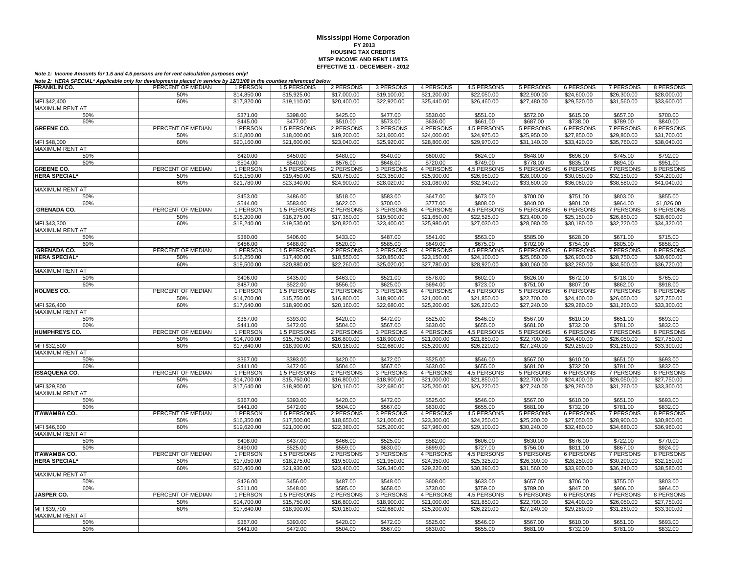**Mississippi Home Corporation**
**FY 2013**
**HOUSING TAX CREDITS**
**MTSP INCOME AND RENT LIMITS**
**EFFECTIVE 11 - DECEMBER - 2012**

***Note 1: Income Amounts for 1.5 and 4.5 persons are for rent calculation purposes only!***

***Note 2: HERA SPECIAL\* Applicable only for developments placed in service by 12/31/08 in the counties referenced below***

| **FRANKLIN CO.** | PERCENT OF MEDIAN | 1 PERSON | 1.5 PERSONS | 2 PERSONS | 3 PERSONS | 4 PERSONS | 4.5 PERSONS | 5 PERSONS | 6 PERSONS | 7 PERSONS | 8 PERSONS |
|---|---|---|---|---|---|---|---|---|---|---|---|
| | 50% | $14,850.00 | $15,925.00 | $17,000.00 | $19,100.00 | $21,200.00 | $22,050.00 | $22,900.00 | $24,600.00 | $26,300.00 | $28,000.00 |
| MFI $42,400 | 60% | $17,820.00 | $19,110.00 | $20,400.00 | $22,920.00 | $25,440.00 | $26,460.00 | $27,480.00 | $29,520.00 | $31,560.00 | $33,600.00 |
| MAXIMUM RENT AT | | | | | | | | | | | |
| 50% | | $371.00 | $398.00 | $425.00 | $477.00 | $530.00 | $551.00 | $572.00 | $615.00 | $657.00 | $700.00 |
| 60% | | $445.00 | $477.00 | $510.00 | $573.00 | $636.00 | $661.00 | $687.00 | $738.00 | $789.00 | $840.00 |
| **GREENE CO.** | PERCENT OF MEDIAN | 1 PERSON | 1.5 PERSONS | 2 PERSONS | 3 PERSONS | 4 PERSONS | 4.5 PERSONS | 5 PERSONS | 6 PERSONS | 7 PERSONS | 8 PERSONS |
| | 50% | $16,800.00 | $18,000.00 | $19,200.00 | $21,600.00 | $24,000.00 | $24,975.00 | $25,950.00 | $27,850.00 | $29,800.00 | $31,700.00 |
| MFI $48,000 | 60% | $20,160.00 | $21,600.00 | $23,040.00 | $25,920.00 | $28,800.00 | $29,970.00 | $31,140.00 | $33,420.00 | $35,760.00 | $38,040.00 |
| MAXIMUM RENT AT | | | | | | | | | | | |
| 50% | | $420.00 | $450.00 | $480.00 | $540.00 | $600.00 | $624.00 | $648.00 | $696.00 | $745.00 | $792.00 |
| 60% | | $504.00 | $540.00 | $576.00 | $648.00 | $720.00 | $749.00 | $778.00 | $835.00 | $894.00 | $951.00 |
| **GREENE CO.** | PERCENT OF MEDIAN | 1 PERSON | 1.5 PERSONS | 2 PERSONS | 3 PERSONS | 4 PERSONS | 4.5 PERSONS | 5 PERSONS | 6 PERSONS | 7 PERSONS | 8 PERSONS |
| **HERA SPECIAL\*** | 50% | $18,150.00 | $19,450.00 | $20,750.00 | $23,350.00 | $25,900.00 | $26,950.00 | $28,000.00 | $30,050.00 | $32,150.00 | $34,200.00 |
| | 60% | $21,780.00 | $23,340.00 | $24,900.00 | $28,020.00 | $31,080.00 | $32,340.00 | $33,600.00 | $36,060.00 | $38,580.00 | $41,040.00 |
| MAXIMUM RENT AT | | | | | | | | | | | |
| 50% | | $453.00 | $486.00 | $518.00 | $583.00 | $647.00 | $673.00 | $700.00 | $751.00 | $803.00 | $855.00 |
| 60% | | $544.00 | $583.00 | $622.00 | $700.00 | $777.00 | $808.00 | $840.00 | $901.00 | $964.00 | $1,026.00 |
| **GRENADA CO.** | PERCENT OF MEDIAN | 1 PERSON | 1.5 PERSONS | 2 PERSONS | 3 PERSONS | 4 PERSONS | 4.5 PERSONS | 5 PERSONS | 6 PERSONS | 7 PERSONS | 8 PERSONS |
| | 50% | $15,200.00 | $16,275.00 | $17,350.00 | $19,500.00 | $21,650.00 | $22,525.00 | $23,400.00 | $25,150.00 | $26,850.00 | $28,600.00 |
| MFI $43,300 | 60% | $18,240.00 | $19,530.00 | $20,820.00 | $23,400.00 | $25,980.00 | $27,030.00 | $28,080.00 | $30,180.00 | $32,220.00 | $34,320.00 |
| MAXIMUM RENT AT | | | | | | | | | | | |
| 50% | | $380.00 | $406.00 | $433.00 | $487.00 | $541.00 | $563.00 | $585.00 | $628.00 | $671.00 | $715.00 |
| 60% | | $456.00 | $488.00 | $520.00 | $585.00 | $649.00 | $675.00 | $702.00 | $754.00 | $805.00 | $858.00 |
| **GRENADA CO.** | PERCENT OF MEDIAN | 1 PERSON | 1.5 PERSONS | 2 PERSONS | 3 PERSONS | 4 PERSONS | 4.5 PERSONS | 5 PERSONS | 6 PERSONS | 7 PERSONS | 8 PERSONS |
| **HERA SPECIAL\*** | 50% | $16,250.00 | $17,400.00 | $18,550.00 | $20,850.00 | $23,150.00 | $24,100.00 | $25,050.00 | $26,900.00 | $28,750.00 | $30,600.00 |
| | 60% | $19,500.00 | $20,880.00 | $22,260.00 | $25,020.00 | $27,780.00 | $28,920.00 | $30,060.00 | $32,280.00 | $34,500.00 | $36,720.00 |
| MAXIMUM RENT AT | | | | | | | | | | | |
| 50% | | $406.00 | $435.00 | $463.00 | $521.00 | $578.00 | $602.00 | $626.00 | $672.00 | $718.00 | $765.00 |
| 60% | | $487.00 | $522.00 | $556.00 | $625.00 | $694.00 | $723.00 | $751.00 | $807.00 | $862.00 | $918.00 |
| **HOLMES CO.** | PERCENT OF MEDIAN | 1 PERSON | 1.5 PERSONS | 2 PERSONS | 3 PERSONS | 4 PERSONS | 4.5 PERSONS | 5 PERSONS | 6 PERSONS | 7 PERSONS | 8 PERSONS |
| | 50% | $14,700.00 | $15,750.00 | $16,800.00 | $18,900.00 | $21,000.00 | $21,850.00 | $22,700.00 | $24,400.00 | $26,050.00 | $27,750.00 |
| MFI $26,400 | 60% | $17,640.00 | $18,900.00 | $20,160.00 | $22,680.00 | $25,200.00 | $26,220.00 | $27,240.00 | $29,280.00 | $31,260.00 | $33,300.00 |
| MAXIMUM RENT AT | | | | | | | | | | | |
| 50% | | $367.00 | $393.00 | $420.00 | $472.00 | $525.00 | $546.00 | $567.00 | $610.00 | $651.00 | $693.00 |
| 60% | | $441.00 | $472.00 | $504.00 | $567.00 | $630.00 | $655.00 | $681.00 | $732.00 | $781.00 | $832.00 |
| **HUMPHREYS CO.** | PERCENT OF MEDIAN | 1 PERSON | 1.5 PERSONS | 2 PERSONS | 3 PERSONS | 4 PERSONS | 4.5 PERSONS | 5 PERSONS | 6 PERSONS | 7 PERSONS | 8 PERSONS |
| | 50% | $14,700.00 | $15,750.00 | $16,800.00 | $18,900.00 | $21,000.00 | $21,850.00 | $22,700.00 | $24,400.00 | $26,050.00 | $27,750.00 |
| MFI $32,500 | 60% | $17,640.00 | $18,900.00 | $20,160.00 | $22,680.00 | $25,200.00 | $26,220.00 | $27,240.00 | $29,280.00 | $31,260.00 | $33,300.00 |
| MAXIMUM RENT AT | | | | | | | | | | | |
| 50% | | $367.00 | $393.00 | $420.00 | $472.00 | $525.00 | $546.00 | $567.00 | $610.00 | $651.00 | $693.00 |
| 60% | | $441.00 | $472.00 | $504.00 | $567.00 | $630.00 | $655.00 | $681.00 | $732.00 | $781.00 | $832.00 |
| **ISSAQUENA CO.** | PERCENT OF MEDIAN | 1 PERSON | 1.5 PERSONS | 2 PERSONS | 3 PERSONS | 4 PERSONS | 4.5 PERSONS | 5 PERSONS | 6 PERSONS | 7 PERSONS | 8 PERSONS |
| | 50% | $14,700.00 | $15,750.00 | $16,800.00 | $18,900.00 | $21,000.00 | $21,850.00 | $22,700.00 | $24,400.00 | $26,050.00 | $27,750.00 |
| MFI $29,800 | 60% | $17,640.00 | $18,900.00 | $20,160.00 | $22,680.00 | $25,200.00 | $26,220.00 | $27,240.00 | $29,280.00 | $31,260.00 | $33,300.00 |
| MAXIMUM RENT AT | | | | | | | | | | | |
| 50% | | $367.00 | $393.00 | $420.00 | $472.00 | $525.00 | $546.00 | $567.00 | $610.00 | $651.00 | $693.00 |
| 60% | | $441.00 | $472.00 | $504.00 | $567.00 | $630.00 | $655.00 | $681.00 | $732.00 | $781.00 | $832.00 |
| **ITAWAMBA CO.** | PERCENT OF MEDIAN | 1 PERSON | 1.5 PERSONS | 2 PERSONS | 3 PERSONS | 4 PERSONS | 4.5 PERSONS | 5 PERSONS | 6 PERSONS | 7 PERSONS | 8 PERSONS |
| | 50% | $16,350.00 | $17,500.00 | $18,650.00 | $21,000.00 | $23,300.00 | $24,250.00 | $25,200.00 | $27,050.00 | $28,900.00 | $30,800.00 |
| MFI $46,600 | 60% | $19,620.00 | $21,000.00 | $22,380.00 | $25,200.00 | $27,960.00 | $29,100.00 | $30,240.00 | $32,460.00 | $34,680.00 | $36,960.00 |
| MAXIMUM RENT AT | | | | | | | | | | | |
| 50% | | $408.00 | $437.00 | $466.00 | $525.00 | $582.00 | $606.00 | $630.00 | $676.00 | $722.00 | $770.00 |
| 60% | | $490.00 | $525.00 | $559.00 | $630.00 | $699.00 | $727.00 | $756.00 | $811.00 | $867.00 | $924.00 |
| **ITAWAMBA CO.** | PERCENT OF MEDIAN | 1 PERSON | 1.5 PERSONS | 2 PERSONS | 3 PERSONS | 4 PERSONS | 4.5 PERSONS | 5 PERSONS | 6 PERSONS | 7 PERSONS | 8 PERSONS |
| **HERA SPECIAL\*** | 50% | $17,050.00 | $18,275.00 | $19,500.00 | $21,950.00 | $24,350.00 | $25,325.00 | $26,300.00 | $28,250.00 | $30,200.00 | $32,150.00 |
| | 60% | $20,460.00 | $21,930.00 | $23,400.00 | $26,340.00 | $29,220.00 | $30,390.00 | $31,560.00 | $33,900.00 | $36,240.00 | $38,580.00 |
| MAXIMUM RENT AT | | | | | | | | | | | |
| 50% | | $426.00 | $456.00 | $487.00 | $548.00 | $608.00 | $633.00 | $657.00 | $706.00 | $755.00 | $803.00 |
| 60% | | $511.00 | $548.00 | $585.00 | $658.00 | $730.00 | $759.00 | $789.00 | $847.00 | $906.00 | $964.00 |
| **JASPER CO.** | PERCENT OF MEDIAN | 1 PERSON | 1.5 PERSONS | 2 PERSONS | 3 PERSONS | 4 PERSONS | 4.5 PERSONS | 5 PERSONS | 6 PERSONS | 7 PERSONS | 8 PERSONS |
| | 50% | $14,700.00 | $15,750.00 | $16,800.00 | $18,900.00 | $21,000.00 | $21,850.00 | $22,700.00 | $24,400.00 | $26,050.00 | $27,750.00 |
| MFI $39,700 | 60% | $17,640.00 | $18,900.00 | $20,160.00 | $22,680.00 | $25,200.00 | $26,220.00 | $27,240.00 | $29,280.00 | $31,260.00 | $33,300.00 |
| MAXIMUM RENT AT | | | | | | | | | | | |
| 50% | | $367.00 | $393.00 | $420.00 | $472.00 | $525.00 | $546.00 | $567.00 | $610.00 | $651.00 | $693.00 |
| 60% | | $441.00 | $472.00 | $504.00 | $567.00 | $630.00 | $655.00 | $681.00 | $732.00 | $781.00 | $832.00 |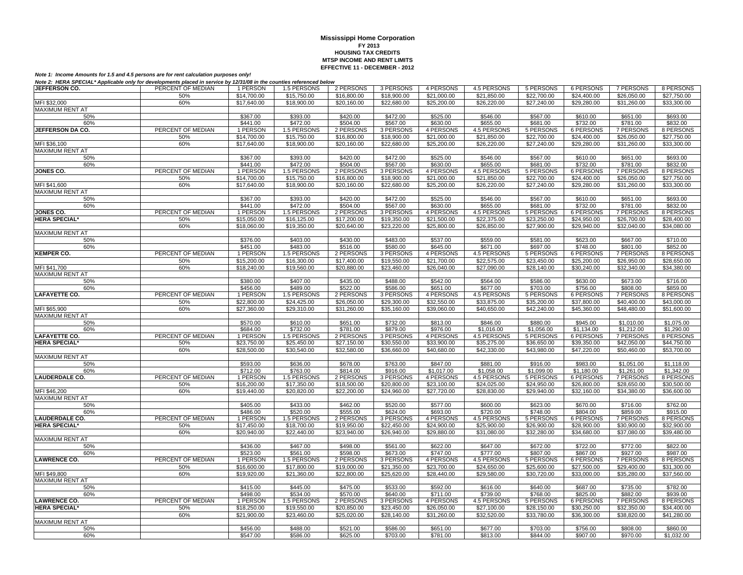**Mississippi Home Corporation**
**FY 2013**
**HOUSING TAX CREDITS**
**MTSP INCOME AND RENT LIMITS**
**EFFECTIVE 11 - DECEMBER - 2012**

***Note 1: Income Amounts for 1.5 and 4.5 persons are for rent calculation purposes only!***

***Note 2: HERA SPECIAL* Applicable only for developments placed in service by 12/31/08 in the counties referenced below***

| JEFFERSON CO. | PERCENT OF MEDIAN | 1 PERSON | 1.5 PERSONS | 2 PERSONS | 3 PERSONS | 4 PERSONS | 4.5 PERSONS | 5 PERSONS | 6 PERSONS | 7 PERSONS | 8 PERSONS |
|---|---|---|---|---|---|---|---|---|---|---|---|
| | 50% | $14,700.00 | $15,750.00 | $16,800.00 | $18,900.00 | $21,000.00 | $21,850.00 | $22,700.00 | $24,400.00 | $26,050.00 | $27,750.00 |
| MFI $32,000 | 60% | $17,640.00 | $18,900.00 | $20,160.00 | $22,680.00 | $25,200.00 | $26,220.00 | $27,240.00 | $29,280.00 | $31,260.00 | $33,300.00 |
| MAXIMUM RENT AT | | | | | | | | | | | |
| 50% | | $367.00 | $393.00 | $420.00 | $472.00 | $525.00 | $546.00 | $567.00 | $610.00 | $651.00 | $693.00 |
| 60% | | $441.00 | $472.00 | $504.00 | $567.00 | $630.00 | $655.00 | $681.00 | $732.00 | $781.00 | $832.00 |
| **JEFFERSON DA CO.** | PERCENT OF MEDIAN | 1 PERSON | 1.5 PERSONS | 2 PERSONS | 3 PERSONS | 4 PERSONS | 4.5 PERSONS | 5 PERSONS | 6 PERSONS | 7 PERSONS | 8 PERSONS |
| | 50% | $14,700.00 | $15,750.00 | $16,800.00 | $18,900.00 | $21,000.00 | $21,850.00 | $22,700.00 | $24,400.00 | $26,050.00 | $27,750.00 |
| MFI $36,100 | 60% | $17,640.00 | $18,900.00 | $20,160.00 | $22,680.00 | $25,200.00 | $26,220.00 | $27,240.00 | $29,280.00 | $31,260.00 | $33,300.00 |
| MAXIMUM RENT AT | | | | | | | | | | | |
| 50% | | $367.00 | $393.00 | $420.00 | $472.00 | $525.00 | $546.00 | $567.00 | $610.00 | $651.00 | $693.00 |
| 60% | | $441.00 | $472.00 | $504.00 | $567.00 | $630.00 | $655.00 | $681.00 | $732.00 | $781.00 | $832.00 |
| **JONES CO.** | PERCENT OF MEDIAN | 1 PERSON | 1.5 PERSONS | 2 PERSONS | 3 PERSONS | 4 PERSONS | 4.5 PERSONS | 5 PERSONS | 6 PERSONS | 7 PERSONS | 8 PERSONS |
| | 50% | $14,700.00 | $15,750.00 | $16,800.00 | $18,900.00 | $21,000.00 | $21,850.00 | $22,700.00 | $24,400.00 | $26,050.00 | $27,750.00 |
| MFI $41,600 | 60% | $17,640.00 | $18,900.00 | $20,160.00 | $22,680.00 | $25,200.00 | $26,220.00 | $27,240.00 | $29,280.00 | $31,260.00 | $33,300.00 |
| MAXIMUM RENT AT | | | | | | | | | | | |
| 50% | | $367.00 | $393.00 | $420.00 | $472.00 | $525.00 | $546.00 | $567.00 | $610.00 | $651.00 | $693.00 |
| 60% | | $441.00 | $472.00 | $504.00 | $567.00 | $630.00 | $655.00 | $681.00 | $732.00 | $781.00 | $832.00 |
| **JONES CO.** | PERCENT OF MEDIAN | 1 PERSON | 1.5 PERSONS | 2 PERSONS | 3 PERSONS | 4 PERSONS | 4.5 PERSONS | 5 PERSONS | 6 PERSONS | 7 PERSONS | 8 PERSONS |
| **HERA SPECIAL*** | 50% | $15,050.00 | $16,125.00 | $17,200.00 | $19,350.00 | $21,500.00 | $22,375.00 | $23,250.00 | $24,950.00 | $26,700.00 | $28,400.00 |
| | 60% | $18,060.00 | $19,350.00 | $20,640.00 | $23,220.00 | $25,800.00 | $26,850.00 | $27,900.00 | $29,940.00 | $32,040.00 | $34,080.00 |
| MAXIMUM RENT AT | | | | | | | | | | | |
| 50% | | $376.00 | $403.00 | $430.00 | $483.00 | $537.00 | $559.00 | $581.00 | $623.00 | $667.00 | $710.00 |
| 60% | | $451.00 | $483.00 | $516.00 | $580.00 | $645.00 | $671.00 | $697.00 | $748.00 | $801.00 | $852.00 |
| **KEMPER CO.** | PERCENT OF MEDIAN | 1 PERSON | 1.5 PERSONS | 2 PERSONS | 3 PERSONS | 4 PERSONS | 4.5 PERSONS | 5 PERSONS | 6 PERSONS | 7 PERSONS | 8 PERSONS |
| | 50% | $15,200.00 | $16,300.00 | $17,400.00 | $19,550.00 | $21,700.00 | $22,575.00 | $23,450.00 | $25,200.00 | $26,950.00 | $28,650.00 |
| MFI $41,700 | 60% | $18,240.00 | $19,560.00 | $20,880.00 | $23,460.00 | $26,040.00 | $27,090.00 | $28,140.00 | $30,240.00 | $32,340.00 | $34,380.00 |
| MAXIMUM RENT AT | | | | | | | | | | | |
| 50% | | $380.00 | $407.00 | $435.00 | $488.00 | $542.00 | $564.00 | $586.00 | $630.00 | $673.00 | $716.00 |
| 60% | | $456.00 | $489.00 | $522.00 | $586.00 | $651.00 | $677.00 | $703.00 | $756.00 | $808.00 | $859.00 |
| **LAFAYETTE CO.** | PERCENT OF MEDIAN | 1 PERSON | 1.5 PERSONS | 2 PERSONS | 3 PERSONS | 4 PERSONS | 4.5 PERSONS | 5 PERSONS | 6 PERSONS | 7 PERSONS | 8 PERSONS |
| | 50% | $22,800.00 | $24,425.00 | $26,050.00 | $29,300.00 | $32,550.00 | $33,875.00 | $35,200.00 | $37,800.00 | $40,400.00 | $43,000.00 |
| MFI $65,900 | 60% | $27,360.00 | $29,310.00 | $31,260.00 | $35,160.00 | $39,060.00 | $40,650.00 | $42,240.00 | $45,360.00 | $48,480.00 | $51,600.00 |
| MAXIMUM RENT AT | | | | | | | | | | | |
| 50% | | $570.00 | $610.00 | $651.00 | $732.00 | $813.00 | $846.00 | $880.00 | $945.00 | $1,010.00 | $1,075.00 |
| 60% | | $684.00 | $732.00 | $781.00 | $879.00 | $976.00 | $1,016.00 | $1,056.00 | $1,134.00 | $1,212.00 | $1,290.00 |
| **LAFAYETTE CO.** | PERCENT OF MEDIAN | 1 PERSON | 1.5 PERSONS | 2 PERSONS | 3 PERSONS | 4 PERSONS | 4.5 PERSONS | 5 PERSONS | 6 PERSONS | 7 PERSONS | 8 PERSONS |
| **HERA SPECIAL*** | 50% | $23,750.00 | $25,450.00 | $27,150.00 | $30,550.00 | $33,900.00 | $35,275.00 | $36,650.00 | $39,350.00 | $42,050.00 | $44,750.00 |
| | 60% | $28,500.00 | $30,540.00 | $32,580.00 | $36,660.00 | $40,680.00 | $42,330.00 | $43,980.00 | $47,220.00 | $50,460.00 | $53,700.00 |
| MAXIMUM RENT AT | | | | | | | | | | | |
| 50% | | $593.00 | $636.00 | $678.00 | $763.00 | $847.00 | $881.00 | $916.00 | $983.00 | $1,051.00 | $1,118.00 |
| 60% | | $712.00 | $763.00 | $814.00 | $916.00 | $1,017.00 | $1,058.00 | $1,099.00 | $1,180.00 | $1,261.00 | $1,342.00 |
| **LAUDERDALE CO.** | PERCENT OF MEDIAN | 1 PERSON | 1.5 PERSONS | 2 PERSONS | 3 PERSONS | 4 PERSONS | 4.5 PERSONS | 5 PERSONS | 6 PERSONS | 7 PERSONS | 8 PERSONS |
| | 50% | $16,200.00 | $17,350.00 | $18,500.00 | $20,800.00 | $23,100.00 | $24,025.00 | $24,950.00 | $26,800.00 | $28,650.00 | $30,500.00 |
| MFI $46,200 | 60% | $19,440.00 | $20,820.00 | $22,200.00 | $24,960.00 | $27,720.00 | $28,830.00 | $29,940.00 | $32,160.00 | $34,380.00 | $36,600.00 |
| MAXIMUM RENT AT | | | | | | | | | | | |
| 50% | | $405.00 | $433.00 | $462.00 | $520.00 | $577.00 | $600.00 | $623.00 | $670.00 | $716.00 | $762.00 |
| 60% | | $486.00 | $520.00 | $555.00 | $624.00 | $693.00 | $720.00 | $748.00 | $804.00 | $859.00 | $915.00 |
| **LAUDERDALE CO.** | PERCENT OF MEDIAN | 1 PERSON | 1.5 PERSONS | 2 PERSONS | 3 PERSONS | 4 PERSONS | 4.5 PERSONS | 5 PERSONS | 6 PERSONS | 7 PERSONS | 8 PERSONS |
| **HERA SPECIAL*** | 50% | $17,450.00 | $18,700.00 | $19,950.00 | $22,450.00 | $24,900.00 | $25,900.00 | $26,900.00 | $28,900.00 | $30,900.00 | $32,900.00 |
| | 60% | $20,940.00 | $22,440.00 | $23,940.00 | $26,940.00 | $29,880.00 | $31,080.00 | $32,280.00 | $34,680.00 | $37,080.00 | $39,480.00 |
| MAXIMUM RENT AT | | | | | | | | | | | |
| 50% | | $436.00 | $467.00 | $498.00 | $561.00 | $622.00 | $647.00 | $672.00 | $722.00 | $772.00 | $822.00 |
| 60% | | $523.00 | $561.00 | $598.00 | $673.00 | $747.00 | $777.00 | $807.00 | $867.00 | $927.00 | $987.00 |
| **LAWRENCE CO.** | PERCENT OF MEDIAN | 1 PERSON | 1.5 PERSONS | 2 PERSONS | 3 PERSONS | 4 PERSONS | 4.5 PERSONS | 5 PERSONS | 6 PERSONS | 7 PERSONS | 8 PERSONS |
| | 50% | $16,600.00 | $17,800.00 | $19,000.00 | $21,350.00 | $23,700.00 | $24,650.00 | $25,600.00 | $27,500.00 | $29,400.00 | $31,300.00 |
| MFI $49,800 | 60% | $19,920.00 | $21,360.00 | $22,800.00 | $25,620.00 | $28,440.00 | $29,580.00 | $30,720.00 | $33,000.00 | $35,280.00 | $37,560.00 |
| MAXIMUM RENT AT | | | | | | | | | | | |
| 50% | | $415.00 | $445.00 | $475.00 | $533.00 | $592.00 | $616.00 | $640.00 | $687.00 | $735.00 | $782.00 |
| 60% | | $498.00 | $534.00 | $570.00 | $640.00 | $711.00 | $739.00 | $768.00 | $825.00 | $882.00 | $939.00 |
| **LAWRENCE CO.** | PERCENT OF MEDIAN | 1 PERSON | 1.5 PERSONS | 2 PERSONS | 3 PERSONS | 4 PERSONS | 4.5 PERSONS | 5 PERSONS | 6 PERSONS | 7 PERSONS | 8 PERSONS |
| **HERA SPECIAL*** | 50% | $18,250.00 | $19,550.00 | $20,850.00 | $23,450.00 | $26,050.00 | $27,100.00 | $28,150.00 | $30,250.00 | $32,350.00 | $34,400.00 |
| | 60% | $21,900.00 | $23,460.00 | $25,020.00 | $28,140.00 | $31,260.00 | $32,520.00 | $33,780.00 | $36,300.00 | $38,820.00 | $41,280.00 |
| MAXIMUM RENT AT | | | | | | | | | | | |
| 50% | | $456.00 | $488.00 | $521.00 | $586.00 | $651.00 | $677.00 | $703.00 | $756.00 | $808.00 | $860.00 |
| 60% | | $547.00 | $586.00 | $625.00 | $703.00 | $781.00 | $813.00 | $844.00 | $907.00 | $970.00 | $1,032.00 |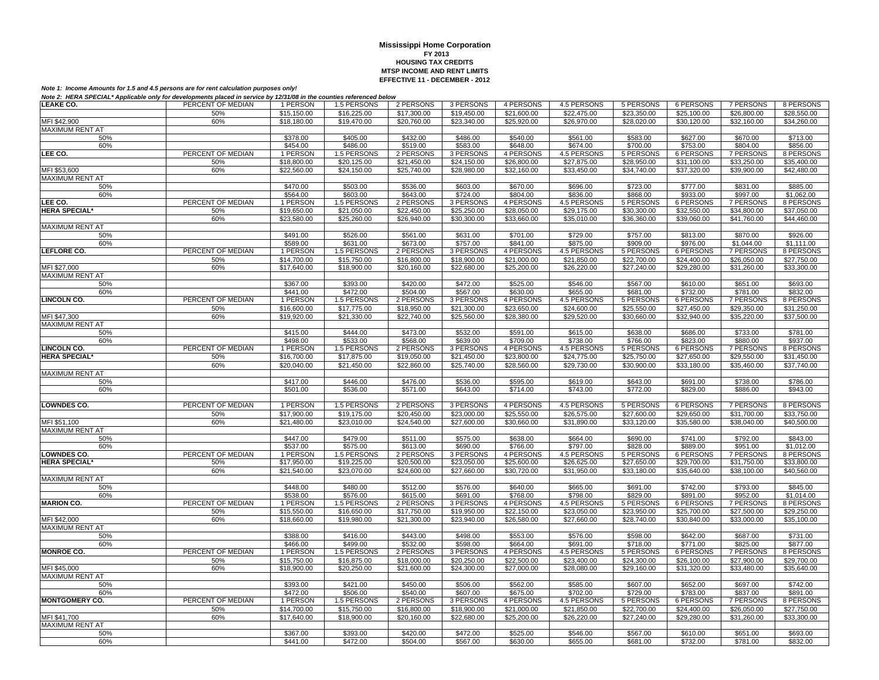**Mississippi Home Corporation**
**FY 2013**
**HOUSING TAX CREDITS**
**MTSP INCOME AND RENT LIMITS**
**EFFECTIVE 11 - DECEMBER - 2012**

***Note 1: Income Amounts for 1.5 and 4.5 persons are for rent calculation purposes only!***

***Note 2: HERA SPECIAL\* Applicable only for developments placed in service by 12/31/08 in the counties referenced below***

| | | | | | | | | | | | |
|---|---|---|---|---|---|---|---|---|---|---|---|
| **LEAKE CO.** | PERCENT OF MEDIAN | 1 PERSON | 1.5 PERSONS | 2 PERSONS | 3 PERSONS | 4 PERSONS | 4.5 PERSONS | 5 PERSONS | 6 PERSONS | 7 PERSONS | 8 PERSONS |
| | 50% | $15,150.00 | $16,225.00 | $17,300.00 | $19,450.00 | $21,600.00 | $22,475.00 | $23,350.00 | $25,100.00 | $26,800.00 | $28,550.00 |
| MFI $42,900 | 60% | $18,180.00 | $19,470.00 | $20,760.00 | $23,340.00 | $25,920.00 | $26,970.00 | $28,020.00 | $30,120.00 | $32,160.00 | $34,260.00 |
| MAXIMUM RENT AT | | | | | | | | | | | |
| 50% | | $378.00 | $405.00 | $432.00 | $486.00 | $540.00 | $561.00 | $583.00 | $627.00 | $670.00 | $713.00 |
| 60% | | $454.00 | $486.00 | $519.00 | $583.00 | $648.00 | $674.00 | $700.00 | $753.00 | $804.00 | $856.00 |
| **LEE CO.** | PERCENT OF MEDIAN | 1 PERSON | 1.5 PERSONS | 2 PERSONS | 3 PERSONS | 4 PERSONS | 4.5 PERSONS | 5 PERSONS | 6 PERSONS | 7 PERSONS | 8 PERSONS |
| | 50% | $18,800.00 | $20,125.00 | $21,450.00 | $24,150.00 | $26,800.00 | $27,875.00 | $28,950.00 | $31,100.00 | $33,250.00 | $35,400.00 |
| MFI $53,600 | 60% | $22,560.00 | $24,150.00 | $25,740.00 | $28,980.00 | $32,160.00 | $33,450.00 | $34,740.00 | $37,320.00 | $39,900.00 | $42,480.00 |
| MAXIMUM RENT AT | | | | | | | | | | | |
| 50% | | $470.00 | $503.00 | $536.00 | $603.00 | $670.00 | $696.00 | $723.00 | $777.00 | $831.00 | $885.00 |
| 60% | | $564.00 | $603.00 | $643.00 | $724.00 | $804.00 | $836.00 | $868.00 | $933.00 | $997.00 | $1,062.00 |
| **LEE CO.** | PERCENT OF MEDIAN | 1 PERSON | 1.5 PERSONS | 2 PERSONS | 3 PERSONS | 4 PERSONS | 4.5 PERSONS | 5 PERSONS | 6 PERSONS | 7 PERSONS | 8 PERSONS |
| **HERA SPECIAL\*** | 50% | $19,650.00 | $21,050.00 | $22,450.00 | $25,250.00 | $28,050.00 | $29,175.00 | $30,300.00 | $32,550.00 | $34,800.00 | $37,050.00 |
| | 60% | $23,580.00 | $25,260.00 | $26,940.00 | $30,300.00 | $33,660.00 | $35,010.00 | $36,360.00 | $39,060.00 | $41,760.00 | $44,460.00 |
| MAXIMUM RENT AT | | | | | | | | | | | |
| 50% | | $491.00 | $526.00 | $561.00 | $631.00 | $701.00 | $729.00 | $757.00 | $813.00 | $870.00 | $926.00 |
| 60% | | $589.00 | $631.00 | $673.00 | $757.00 | $841.00 | $875.00 | $909.00 | $976.00 | $1,044.00 | $1,111.00 |
| **LEFLORE CO.** | PERCENT OF MEDIAN | 1 PERSON | 1.5 PERSONS | 2 PERSONS | 3 PERSONS | 4 PERSONS | 4.5 PERSONS | 5 PERSONS | 6 PERSONS | 7 PERSONS | 8 PERSONS |
| | 50% | $14,700.00 | $15,750.00 | $16,800.00 | $18,900.00 | $21,000.00 | $21,850.00 | $22,700.00 | $24,400.00 | $26,050.00 | $27,750.00 |
| MFI $27,000 | 60% | $17,640.00 | $18,900.00 | $20,160.00 | $22,680.00 | $25,200.00 | $26,220.00 | $27,240.00 | $29,280.00 | $31,260.00 | $33,300.00 |
| MAXIMUM RENT AT | | | | | | | | | | | |
| 50% | | $367.00 | $393.00 | $420.00 | $472.00 | $525.00 | $546.00 | $567.00 | $610.00 | $651.00 | $693.00 |
| 60% | | $441.00 | $472.00 | $504.00 | $567.00 | $630.00 | $655.00 | $681.00 | $732.00 | $781.00 | $832.00 |
| **LINCOLN CO.** | PERCENT OF MEDIAN | 1 PERSON | 1.5 PERSONS | 2 PERSONS | 3 PERSONS | 4 PERSONS | 4.5 PERSONS | 5 PERSONS | 6 PERSONS | 7 PERSONS | 8 PERSONS |
| | 50% | $16,600.00 | $17,775.00 | $18,950.00 | $21,300.00 | $23,650.00 | $24,600.00 | $25,550.00 | $27,450.00 | $29,350.00 | $31,250.00 |
| MFI $47,300 | 60% | $19,920.00 | $21,330.00 | $22,740.00 | $25,560.00 | $28,380.00 | $29,520.00 | $30,660.00 | $32,940.00 | $35,220.00 | $37,500.00 |
| MAXIMUM RENT AT | | | | | | | | | | | |
| 50% | | $415.00 | $444.00 | $473.00 | $532.00 | $591.00 | $615.00 | $638.00 | $686.00 | $733.00 | $781.00 |
| 60% | | $498.00 | $533.00 | $568.00 | $639.00 | $709.00 | $738.00 | $766.00 | $823.00 | $880.00 | $937.00 |
| **LINCOLN CO.** | PERCENT OF MEDIAN | 1 PERSON | 1.5 PERSONS | 2 PERSONS | 3 PERSONS | 4 PERSONS | 4.5 PERSONS | 5 PERSONS | 6 PERSONS | 7 PERSONS | 8 PERSONS |
| **HERA SPECIAL\*** | 50% | $16,700.00 | $17,875.00 | $19,050.00 | $21,450.00 | $23,800.00 | $24,775.00 | $25,750.00 | $27,650.00 | $29,550.00 | $31,450.00 |
| | 60% | $20,040.00 | $21,450.00 | $22,860.00 | $25,740.00 | $28,560.00 | $29,730.00 | $30,900.00 | $33,180.00 | $35,460.00 | $37,740.00 |
| MAXIMUM RENT AT | | | | | | | | | | | |
| 50% | | $417.00 | $446.00 | $476.00 | $536.00 | $595.00 | $619.00 | $643.00 | $691.00 | $738.00 | $786.00 |
| 60% | | $501.00 | $536.00 | $571.00 | $643.00 | $714.00 | $743.00 | $772.00 | $829.00 | $886.00 | $943.00 |
| **LOWNDES CO.** | PERCENT OF MEDIAN | 1 PERSON | 1.5 PERSONS | 2 PERSONS | 3 PERSONS | 4 PERSONS | 4.5 PERSONS | 5 PERSONS | 6 PERSONS | 7 PERSONS | 8 PERSONS |
| | 50% | $17,900.00 | $19,175.00 | $20,450.00 | $23,000.00 | $25,550.00 | $26,575.00 | $27,600.00 | $29,650.00 | $31,700.00 | $33,750.00 |
| MFI $51,100 | 60% | $21,480.00 | $23,010.00 | $24,540.00 | $27,600.00 | $30,660.00 | $31,890.00 | $33,120.00 | $35,580.00 | $38,040.00 | $40,500.00 |
| MAXIMUM RENT AT | | | | | | | | | | | |
| 50% | | $447.00 | $479.00 | $511.00 | $575.00 | $638.00 | $664.00 | $690.00 | $741.00 | $792.00 | $843.00 |
| 60% | | $537.00 | $575.00 | $613.00 | $690.00 | $766.00 | $797.00 | $828.00 | $889.00 | $951.00 | $1,012.00 |
| **LOWNDES CO.** | PERCENT OF MEDIAN | 1 PERSON | 1.5 PERSONS | 2 PERSONS | 3 PERSONS | 4 PERSONS | 4.5 PERSONS | 5 PERSONS | 6 PERSONS | 7 PERSONS | 8 PERSONS |
| **HERA SPECIAL\*** | 50% | $17,950.00 | $19,225.00 | $20,500.00 | $23,050.00 | $25,600.00 | $26,625.00 | $27,650.00 | $29,700.00 | $31,750.00 | $33,800.00 |
| | 60% | $21,540.00 | $23,070.00 | $24,600.00 | $27,660.00 | $30,720.00 | $31,950.00 | $33,180.00 | $35,640.00 | $38,100.00 | $40,560.00 |
| MAXIMUM RENT AT | | | | | | | | | | | |
| 50% | | $448.00 | $480.00 | $512.00 | $576.00 | $640.00 | $665.00 | $691.00 | $742.00 | $793.00 | $845.00 |
| 60% | | $538.00 | $576.00 | $615.00 | $691.00 | $768.00 | $798.00 | $829.00 | $891.00 | $952.00 | $1,014.00 |
| **MARION CO.** | PERCENT OF MEDIAN | 1 PERSON | 1.5 PERSONS | 2 PERSONS | 3 PERSONS | 4 PERSONS | 4.5 PERSONS | 5 PERSONS | 6 PERSONS | 7 PERSONS | 8 PERSONS |
| | 50% | $15,550.00 | $16,650.00 | $17,750.00 | $19,950.00 | $22,150.00 | $23,050.00 | $23,950.00 | $25,700.00 | $27,500.00 | $29,250.00 |
| MFI $42,000 | 60% | $18,660.00 | $19,980.00 | $21,300.00 | $23,940.00 | $26,580.00 | $27,660.00 | $28,740.00 | $30,840.00 | $33,000.00 | $35,100.00 |
| MAXIMUM RENT AT | | | | | | | | | | | |
| 50% | | $388.00 | $416.00 | $443.00 | $498.00 | $553.00 | $576.00 | $598.00 | $642.00 | $687.00 | $731.00 |
| 60% | | $466.00 | $499.00 | $532.00 | $598.00 | $664.00 | $691.00 | $718.00 | $771.00 | $825.00 | $877.00 |
| **MONROE CO.** | PERCENT OF MEDIAN | 1 PERSON | 1.5 PERSONS | 2 PERSONS | 3 PERSONS | 4 PERSONS | 4.5 PERSONS | 5 PERSONS | 6 PERSONS | 7 PERSONS | 8 PERSONS |
| | 50% | $15,750.00 | $16,875.00 | $18,000.00 | $20,250.00 | $22,500.00 | $23,400.00 | $24,300.00 | $26,100.00 | $27,900.00 | $29,700.00 |
| MFI $45,000 | 60% | $18,900.00 | $20,250.00 | $21,600.00 | $24,300.00 | $27,000.00 | $28,080.00 | $29,160.00 | $31,320.00 | $33,480.00 | $35,640.00 |
| MAXIMUM RENT AT | | | | | | | | | | | |
| 50% | | $393.00 | $421.00 | $450.00 | $506.00 | $562.00 | $585.00 | $607.00 | $652.00 | $697.00 | $742.00 |
| 60% | | $472.00 | $506.00 | $540.00 | $607.00 | $675.00 | $702.00 | $729.00 | $783.00 | $837.00 | $891.00 |
| **MONTGOMERY CO.** | PERCENT OF MEDIAN | 1 PERSON | 1.5 PERSONS | 2 PERSONS | 3 PERSONS | 4 PERSONS | 4.5 PERSONS | 5 PERSONS | 6 PERSONS | 7 PERSONS | 8 PERSONS |
| | 50% | $14,700.00 | $15,750.00 | $16,800.00 | $18,900.00 | $21,000.00 | $21,850.00 | $22,700.00 | $24,400.00 | $26,050.00 | $27,750.00 |
| MFI $41,700 | 60% | $17,640.00 | $18,900.00 | $20,160.00 | $22,680.00 | $25,200.00 | $26,220.00 | $27,240.00 | $29,280.00 | $31,260.00 | $33,300.00 |
| MAXIMUM RENT AT | | | | | | | | | | | |
| 50% | | $367.00 | $393.00 | $420.00 | $472.00 | $525.00 | $546.00 | $567.00 | $610.00 | $651.00 | $693.00 |
| 60% | | $441.00 | $472.00 | $504.00 | $567.00 | $630.00 | $655.00 | $681.00 | $732.00 | $781.00 | $832.00 |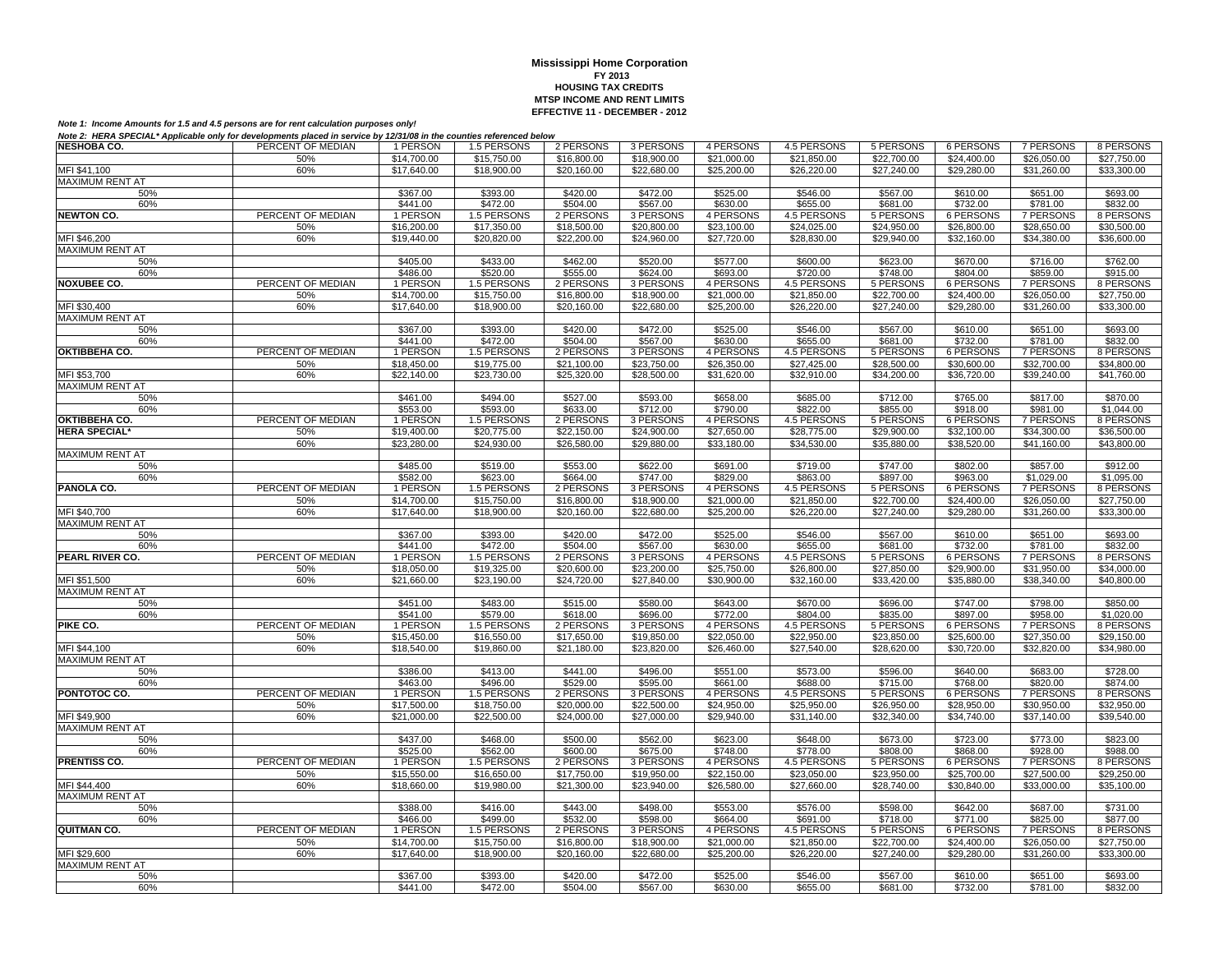**Mississippi Home Corporation**
**FY 2013**
**HOUSING TAX CREDITS**
**MTSP INCOME AND RENT LIMITS**
**EFFECTIVE 11 - DECEMBER - 2012**

***Note 1: Income Amounts for 1.5 and 4.5 persons are for rent calculation purposes only!***

***Note 2: HERA SPECIAL* Applicable only for developments placed in service by 12/31/08 in the counties referenced below***

| NESHOBA CO. | PERCENT OF MEDIAN | 1 PERSON | 1.5 PERSONS | 2 PERSONS | 3 PERSONS | 4 PERSONS | 4.5 PERSONS | 5 PERSONS | 6 PERSONS | 7 PERSONS | 8 PERSONS |
|---|---|---|---|---|---|---|---|---|---|---|---|
| | 50% | $14,700.00 | $15,750.00 | $16,800.00 | $18,900.00 | $21,000.00 | $21,850.00 | $22,700.00 | $24,400.00 | $26,050.00 | $27,750.00 |
| MFI $41,100 | 60% | $17,640.00 | $18,900.00 | $20,160.00 | $22,680.00 | $25,200.00 | $26,220.00 | $27,240.00 | $29,280.00 | $31,260.00 | $33,300.00 |
| MAXIMUM RENT AT | | | | | | | | | | | |
| 50% | | $367.00 | $393.00 | $420.00 | $472.00 | $525.00 | $546.00 | $567.00 | $610.00 | $651.00 | $693.00 |
| 60% | | $441.00 | $472.00 | $504.00 | $567.00 | $630.00 | $655.00 | $681.00 | $732.00 | $781.00 | $832.00 |
| **NEWTON CO.** | PERCENT OF MEDIAN | 1 PERSON | 1.5 PERSONS | 2 PERSONS | 3 PERSONS | 4 PERSONS | 4.5 PERSONS | 5 PERSONS | 6 PERSONS | 7 PERSONS | 8 PERSONS |
| | 50% | $16,200.00 | $17,350.00 | $18,500.00 | $20,800.00 | $23,100.00 | $24,025.00 | $24,950.00 | $26,800.00 | $28,650.00 | $30,500.00 |
| MFI $46,200 | 60% | $19,440.00 | $20,820.00 | $22,200.00 | $24,960.00 | $27,720.00 | $28,830.00 | $29,940.00 | $32,160.00 | $34,380.00 | $36,600.00 |
| MAXIMUM RENT AT | | | | | | | | | | | |
| 50% | | $405.00 | $433.00 | $462.00 | $520.00 | $577.00 | $600.00 | $623.00 | $670.00 | $716.00 | $762.00 |
| 60% | | $486.00 | $520.00 | $555.00 | $624.00 | $693.00 | $720.00 | $748.00 | $804.00 | $859.00 | $915.00 |
| **NOXUBEE CO.** | PERCENT OF MEDIAN | 1 PERSON | 1.5 PERSONS | 2 PERSONS | 3 PERSONS | 4 PERSONS | 4.5 PERSONS | 5 PERSONS | 6 PERSONS | 7 PERSONS | 8 PERSONS |
| | 50% | $14,700.00 | $15,750.00 | $16,800.00 | $18,900.00 | $21,000.00 | $21,850.00 | $22,700.00 | $24,400.00 | $26,050.00 | $27,750.00 |
| MFI $30,400 | 60% | $17,640.00 | $18,900.00 | $20,160.00 | $22,680.00 | $25,200.00 | $26,220.00 | $27,240.00 | $29,280.00 | $31,260.00 | $33,300.00 |
| MAXIMUM RENT AT | | | | | | | | | | | |
| 50% | | $367.00 | $393.00 | $420.00 | $472.00 | $525.00 | $546.00 | $567.00 | $610.00 | $651.00 | $693.00 |
| 60% | | $441.00 | $472.00 | $504.00 | $567.00 | $630.00 | $655.00 | $681.00 | $732.00 | $781.00 | $832.00 |
| **OKTIBBEHA CO.** | PERCENT OF MEDIAN | 1 PERSON | 1.5 PERSONS | 2 PERSONS | 3 PERSONS | 4 PERSONS | 4.5 PERSONS | 5 PERSONS | 6 PERSONS | 7 PERSONS | 8 PERSONS |
| | 50% | $18,450.00 | $19,775.00 | $21,100.00 | $23,750.00 | $26,350.00 | $27,425.00 | $28,500.00 | $30,600.00 | $32,700.00 | $34,800.00 |
| MFI $53,700 | 60% | $22,140.00 | $23,730.00 | $25,320.00 | $28,500.00 | $31,620.00 | $32,910.00 | $34,200.00 | $36,720.00 | $39,240.00 | $41,760.00 |
| MAXIMUM RENT AT | | | | | | | | | | | |
| 50% | | $461.00 | $494.00 | $527.00 | $593.00 | $658.00 | $685.00 | $712.00 | $765.00 | $817.00 | $870.00 |
| 60% | | $553.00 | $593.00 | $633.00 | $712.00 | $790.00 | $822.00 | $855.00 | $918.00 | $981.00 | $1,044.00 |
| **OKTIBBEHA CO.** | PERCENT OF MEDIAN | 1 PERSON | 1.5 PERSONS | 2 PERSONS | 3 PERSONS | 4 PERSONS | 4.5 PERSONS | 5 PERSONS | 6 PERSONS | 7 PERSONS | 8 PERSONS |
| **HERA SPECIAL*** | 50% | $19,400.00 | $20,775.00 | $22,150.00 | $24,900.00 | $27,650.00 | $28,775.00 | $29,900.00 | $32,100.00 | $34,300.00 | $36,500.00 |
| | 60% | $23,280.00 | $24,930.00 | $26,580.00 | $29,880.00 | $33,180.00 | $34,530.00 | $35,880.00 | $38,520.00 | $41,160.00 | $43,800.00 |
| MAXIMUM RENT AT | | | | | | | | | | | |
| 50% | | $485.00 | $519.00 | $553.00 | $622.00 | $691.00 | $719.00 | $747.00 | $802.00 | $857.00 | $912.00 |
| 60% | | $582.00 | $623.00 | $664.00 | $747.00 | $829.00 | $863.00 | $897.00 | $963.00 | $1,029.00 | $1,095.00 |
| **PANOLA CO.** | PERCENT OF MEDIAN | 1 PERSON | 1.5 PERSONS | 2 PERSONS | 3 PERSONS | 4 PERSONS | 4.5 PERSONS | 5 PERSONS | 6 PERSONS | 7 PERSONS | 8 PERSONS |
| | 50% | $14,700.00 | $15,750.00 | $16,800.00 | $18,900.00 | $21,000.00 | $21,850.00 | $22,700.00 | $24,400.00 | $26,050.00 | $27,750.00 |
| MFI $40,700 | 60% | $17,640.00 | $18,900.00 | $20,160.00 | $22,680.00 | $25,200.00 | $26,220.00 | $27,240.00 | $29,280.00 | $31,260.00 | $33,300.00 |
| MAXIMUM RENT AT | | | | | | | | | | | |
| 50% | | $367.00 | $393.00 | $420.00 | $472.00 | $525.00 | $546.00 | $567.00 | $610.00 | $651.00 | $693.00 |
| 60% | | $441.00 | $472.00 | $504.00 | $567.00 | $630.00 | $655.00 | $681.00 | $732.00 | $781.00 | $832.00 |
| **PEARL RIVER CO.** | PERCENT OF MEDIAN | 1 PERSON | 1.5 PERSONS | 2 PERSONS | 3 PERSONS | 4 PERSONS | 4.5 PERSONS | 5 PERSONS | 6 PERSONS | 7 PERSONS | 8 PERSONS |
| | 50% | $18,050.00 | $19,325.00 | $20,600.00 | $23,200.00 | $25,750.00 | $26,800.00 | $27,850.00 | $29,900.00 | $31,950.00 | $34,000.00 |
| MFI $51,500 | 60% | $21,660.00 | $23,190.00 | $24,720.00 | $27,840.00 | $30,900.00 | $32,160.00 | $33,420.00 | $35,880.00 | $38,340.00 | $40,800.00 |
| MAXIMUM RENT AT | | | | | | | | | | | |
| 50% | | $451.00 | $483.00 | $515.00 | $580.00 | $643.00 | $670.00 | $696.00 | $747.00 | $798.00 | $850.00 |
| 60% | | $541.00 | $579.00 | $618.00 | $696.00 | $772.00 | $804.00 | $835.00 | $897.00 | $958.00 | $1,020.00 |
| **PIKE CO.** | PERCENT OF MEDIAN | 1 PERSON | 1.5 PERSONS | 2 PERSONS | 3 PERSONS | 4 PERSONS | 4.5 PERSONS | 5 PERSONS | 6 PERSONS | 7 PERSONS | 8 PERSONS |
| | 50% | $15,450.00 | $16,550.00 | $17,650.00 | $19,850.00 | $22,050.00 | $22,950.00 | $23,850.00 | $25,600.00 | $27,350.00 | $29,150.00 |
| MFI $44,100 | 60% | $18,540.00 | $19,860.00 | $21,180.00 | $23,820.00 | $26,460.00 | $27,540.00 | $28,620.00 | $30,720.00 | $32,820.00 | $34,980.00 |
| MAXIMUM RENT AT | | | | | | | | | | | |
| 50% | | $386.00 | $413.00 | $441.00 | $496.00 | $551.00 | $573.00 | $596.00 | $640.00 | $683.00 | $728.00 |
| 60% | | $463.00 | $496.00 | $529.00 | $595.00 | $661.00 | $688.00 | $715.00 | $768.00 | $820.00 | $874.00 |
| **PONTOTOC CO.** | PERCENT OF MEDIAN | 1 PERSON | 1.5 PERSONS | 2 PERSONS | 3 PERSONS | 4 PERSONS | 4.5 PERSONS | 5 PERSONS | 6 PERSONS | 7 PERSONS | 8 PERSONS |
| | 50% | $17,500.00 | $18,750.00 | $20,000.00 | $22,500.00 | $24,950.00 | $25,950.00 | $26,950.00 | $28,950.00 | $30,950.00 | $32,950.00 |
| MFI $49,900 | 60% | $21,000.00 | $22,500.00 | $24,000.00 | $27,000.00 | $29,940.00 | $31,140.00 | $32,340.00 | $34,740.00 | $37,140.00 | $39,540.00 |
| MAXIMUM RENT AT | | | | | | | | | | | |
| 50% | | $437.00 | $468.00 | $500.00 | $562.00 | $623.00 | $648.00 | $673.00 | $723.00 | $773.00 | $823.00 |
| 60% | | $525.00 | $562.00 | $600.00 | $675.00 | $748.00 | $778.00 | $808.00 | $868.00 | $928.00 | $988.00 |
| **PRENTISS CO.** | PERCENT OF MEDIAN | 1 PERSON | 1.5 PERSONS | 2 PERSONS | 3 PERSONS | 4 PERSONS | 4.5 PERSONS | 5 PERSONS | 6 PERSONS | 7 PERSONS | 8 PERSONS |
| | 50% | $15,550.00 | $16,650.00 | $17,750.00 | $19,950.00 | $22,150.00 | $23,050.00 | $23,950.00 | $25,700.00 | $27,500.00 | $29,250.00 |
| MFI $44,400 | 60% | $18,660.00 | $19,980.00 | $21,300.00 | $23,940.00 | $26,580.00 | $27,660.00 | $28,740.00 | $30,840.00 | $33,000.00 | $35,100.00 |
| MAXIMUM RENT AT | | | | | | | | | | | |
| 50% | | $388.00 | $416.00 | $443.00 | $498.00 | $553.00 | $576.00 | $598.00 | $642.00 | $687.00 | $731.00 |
| 60% | | $466.00 | $499.00 | $532.00 | $598.00 | $664.00 | $691.00 | $718.00 | $771.00 | $825.00 | $877.00 |
| **QUITMAN CO.** | PERCENT OF MEDIAN | 1 PERSON | 1.5 PERSONS | 2 PERSONS | 3 PERSONS | 4 PERSONS | 4.5 PERSONS | 5 PERSONS | 6 PERSONS | 7 PERSONS | 8 PERSONS |
| | 50% | $14,700.00 | $15,750.00 | $16,800.00 | $18,900.00 | $21,000.00 | $21,850.00 | $22,700.00 | $24,400.00 | $26,050.00 | $27,750.00 |
| MFI $29,600 | 60% | $17,640.00 | $18,900.00 | $20,160.00 | $22,680.00 | $25,200.00 | $26,220.00 | $27,240.00 | $29,280.00 | $31,260.00 | $33,300.00 |
| MAXIMUM RENT AT | | | | | | | | | | | |
| 50% | | $367.00 | $393.00 | $420.00 | $472.00 | $525.00 | $546.00 | $567.00 | $610.00 | $651.00 | $693.00 |
| 60% | | $441.00 | $472.00 | $504.00 | $567.00 | $630.00 | $655.00 | $681.00 | $732.00 | $781.00 | $832.00 |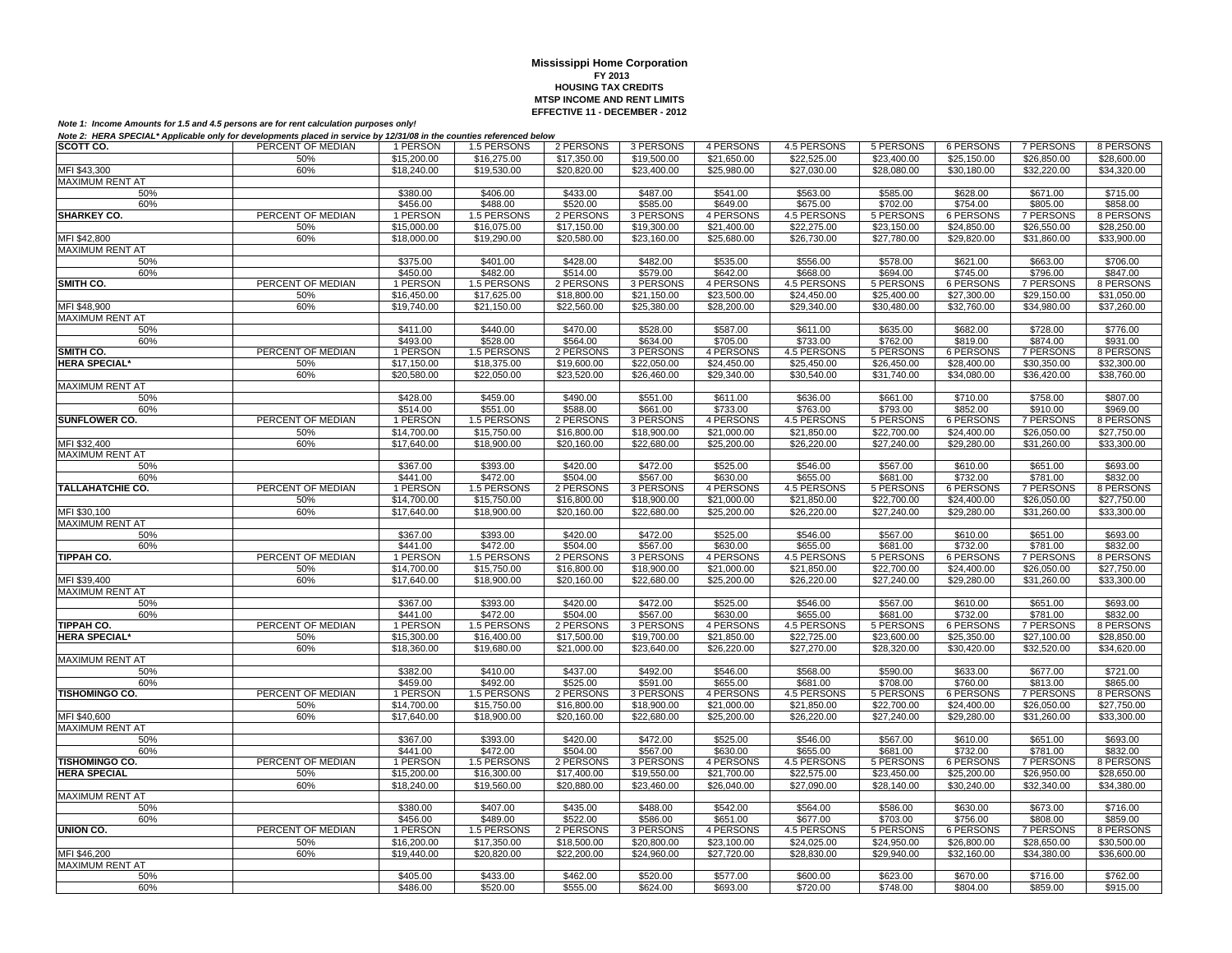**Mississippi Home Corporation**
**FY 2013**
**HOUSING TAX CREDITS**
**MTSP INCOME AND RENT LIMITS**
**EFFECTIVE 11 - DECEMBER - 2012**

***Note 1: Income Amounts for 1.5 and 4.5 persons are for rent calculation purposes only!***

***Note 2: HERA SPECIAL* Applicable only for developments placed in service by 12/31/08 in the counties referenced below***

| **SCOTT CO.** | PERCENT OF MEDIAN | 1 PERSON | 1.5 PERSONS | 2 PERSONS | 3 PERSONS | 4 PERSONS | 4.5 PERSONS | 5 PERSONS | 6 PERSONS | 7 PERSONS | 8 PERSONS |
|---|---|---|---|---|---|---|---|---|---|---|---|
| | 50% | $15,200.00 | $16,275.00 | $17,350.00 | $19,500.00 | $21,650.00 | $22,525.00 | $23,400.00 | $25,150.00 | $26,850.00 | $28,600.00 |
| MFI $43,300 | 60% | $18,240.00 | $19,530.00 | $20,820.00 | $23,400.00 | $25,980.00 | $27,030.00 | $28,080.00 | $30,180.00 | $32,220.00 | $34,320.00 |
| MAXIMUM RENT AT | | | | | | | | | | | |
| 50% | | $380.00 | $406.00 | $433.00 | $487.00 | $541.00 | $563.00 | $585.00 | $628.00 | $671.00 | $715.00 |
| 60% | | $456.00 | $488.00 | $520.00 | $585.00 | $649.00 | $675.00 | $702.00 | $754.00 | $805.00 | $858.00 |
| **SHARKEY CO.** | PERCENT OF MEDIAN | 1 PERSON | 1.5 PERSONS | 2 PERSONS | 3 PERSONS | 4 PERSONS | 4.5 PERSONS | 5 PERSONS | 6 PERSONS | 7 PERSONS | 8 PERSONS |
| | 50% | $15,000.00 | $16,075.00 | $17,150.00 | $19,300.00 | $21,400.00 | $22,275.00 | $23,150.00 | $24,850.00 | $26,550.00 | $28,250.00 |
| MFI $42,800 | 60% | $18,000.00 | $19,290.00 | $20,580.00 | $23,160.00 | $25,680.00 | $26,730.00 | $27,780.00 | $29,820.00 | $31,860.00 | $33,900.00 |
| MAXIMUM RENT AT | | | | | | | | | | | |
| 50% | | $375.00 | $401.00 | $428.00 | $482.00 | $535.00 | $556.00 | $578.00 | $621.00 | $663.00 | $706.00 |
| 60% | | $450.00 | $482.00 | $514.00 | $579.00 | $642.00 | $668.00 | $694.00 | $745.00 | $796.00 | $847.00 |
| **SMITH CO.** | PERCENT OF MEDIAN | 1 PERSON | 1.5 PERSONS | 2 PERSONS | 3 PERSONS | 4 PERSONS | 4.5 PERSONS | 5 PERSONS | 6 PERSONS | 7 PERSONS | 8 PERSONS |
| | 50% | $16,450.00 | $17,625.00 | $18,800.00 | $21,150.00 | $23,500.00 | $24,450.00 | $25,400.00 | $27,300.00 | $29,150.00 | $31,050.00 |
| MFI $48,900 | 60% | $19,740.00 | $21,150.00 | $22,560.00 | $25,380.00 | $28,200.00 | $29,340.00 | $30,480.00 | $32,760.00 | $34,980.00 | $37,260.00 |
| MAXIMUM RENT AT | | | | | | | | | | | |
| 50% | | $411.00 | $440.00 | $470.00 | $528.00 | $587.00 | $611.00 | $635.00 | $682.00 | $728.00 | $776.00 |
| 60% | | $493.00 | $528.00 | $564.00 | $634.00 | $705.00 | $733.00 | $762.00 | $819.00 | $874.00 | $931.00 |
| **SMITH CO.** | PERCENT OF MEDIAN | 1 PERSON | 1.5 PERSONS | 2 PERSONS | 3 PERSONS | 4 PERSONS | 4.5 PERSONS | 5 PERSONS | 6 PERSONS | 7 PERSONS | 8 PERSONS |
| **HERA SPECIAL*** | 50% | $17,150.00 | $18,375.00 | $19,600.00 | $22,050.00 | $24,450.00 | $25,450.00 | $26,450.00 | $28,400.00 | $30,350.00 | $32,300.00 |
| | 60% | $20,580.00 | $22,050.00 | $23,520.00 | $26,460.00 | $29,340.00 | $30,540.00 | $31,740.00 | $34,080.00 | $36,420.00 | $38,760.00 |
| MAXIMUM RENT AT | | | | | | | | | | | |
| 50% | | $428.00 | $459.00 | $490.00 | $551.00 | $611.00 | $636.00 | $661.00 | $710.00 | $758.00 | $807.00 |
| 60% | | $514.00 | $551.00 | $588.00 | $661.00 | $733.00 | $763.00 | $793.00 | $852.00 | $910.00 | $969.00 |
| **SUNFLOWER CO.** | PERCENT OF MEDIAN | 1 PERSON | 1.5 PERSONS | 2 PERSONS | 3 PERSONS | 4 PERSONS | 4.5 PERSONS | 5 PERSONS | 6 PERSONS | 7 PERSONS | 8 PERSONS |
| | 50% | $14,700.00 | $15,750.00 | $16,800.00 | $18,900.00 | $21,000.00 | $21,850.00 | $22,700.00 | $24,400.00 | $26,050.00 | $27,750.00 |
| MFI $32,400 | 60% | $17,640.00 | $18,900.00 | $20,160.00 | $22,680.00 | $25,200.00 | $26,220.00 | $27,240.00 | $29,280.00 | $31,260.00 | $33,300.00 |
| MAXIMUM RENT AT | | | | | | | | | | | |
| 50% | | $367.00 | $393.00 | $420.00 | $472.00 | $525.00 | $546.00 | $567.00 | $610.00 | $651.00 | $693.00 |
| 60% | | $441.00 | $472.00 | $504.00 | $567.00 | $630.00 | $655.00 | $681.00 | $732.00 | $781.00 | $832.00 |
| **TALLAHATCHIE CO.** | PERCENT OF MEDIAN | 1 PERSON | 1.5 PERSONS | 2 PERSONS | 3 PERSONS | 4 PERSONS | 4.5 PERSONS | 5 PERSONS | 6 PERSONS | 7 PERSONS | 8 PERSONS |
| | 50% | $14,700.00 | $15,750.00 | $16,800.00 | $18,900.00 | $21,000.00 | $21,850.00 | $22,700.00 | $24,400.00 | $26,050.00 | $27,750.00 |
| MFI $30,100 | 60% | $17,640.00 | $18,900.00 | $20,160.00 | $22,680.00 | $25,200.00 | $26,220.00 | $27,240.00 | $29,280.00 | $31,260.00 | $33,300.00 |
| MAXIMUM RENT AT | | | | | | | | | | | |
| 50% | | $367.00 | $393.00 | $420.00 | $472.00 | $525.00 | $546.00 | $567.00 | $610.00 | $651.00 | $693.00 |
| 60% | | $441.00 | $472.00 | $504.00 | $567.00 | $630.00 | $655.00 | $681.00 | $732.00 | $781.00 | $832.00 |
| **TIPPAH CO.** | PERCENT OF MEDIAN | 1 PERSON | 1.5 PERSONS | 2 PERSONS | 3 PERSONS | 4 PERSONS | 4.5 PERSONS | 5 PERSONS | 6 PERSONS | 7 PERSONS | 8 PERSONS |
| | 50% | $14,700.00 | $15,750.00 | $16,800.00 | $18,900.00 | $21,000.00 | $21,850.00 | $22,700.00 | $24,400.00 | $26,050.00 | $27,750.00 |
| MFI $39,400 | 60% | $17,640.00 | $18,900.00 | $20,160.00 | $22,680.00 | $25,200.00 | $26,220.00 | $27,240.00 | $29,280.00 | $31,260.00 | $33,300.00 |
| MAXIMUM RENT AT | | | | | | | | | | | |
| 50% | | $367.00 | $393.00 | $420.00 | $472.00 | $525.00 | $546.00 | $567.00 | $610.00 | $651.00 | $693.00 |
| 60% | | $441.00 | $472.00 | $504.00 | $567.00 | $630.00 | $655.00 | $681.00 | $732.00 | $781.00 | $832.00 |
| **TIPPAH CO.** | PERCENT OF MEDIAN | 1 PERSON | 1.5 PERSONS | 2 PERSONS | 3 PERSONS | 4 PERSONS | 4.5 PERSONS | 5 PERSONS | 6 PERSONS | 7 PERSONS | 8 PERSONS |
| **HERA SPECIAL*** | 50% | $15,300.00 | $16,400.00 | $17,500.00 | $19,700.00 | $21,850.00 | $22,725.00 | $23,600.00 | $25,350.00 | $27,100.00 | $28,850.00 |
| | 60% | $18,360.00 | $19,680.00 | $21,000.00 | $23,640.00 | $26,220.00 | $27,270.00 | $28,320.00 | $30,420.00 | $32,520.00 | $34,620.00 |
| MAXIMUM RENT AT | | | | | | | | | | | |
| 50% | | $382.00 | $410.00 | $437.00 | $492.00 | $546.00 | $568.00 | $590.00 | $633.00 | $677.00 | $721.00 |
| 60% | | $459.00 | $492.00 | $525.00 | $591.00 | $655.00 | $681.00 | $708.00 | $760.00 | $813.00 | $865.00 |
| **TISHOMINGO CO.** | PERCENT OF MEDIAN | 1 PERSON | 1.5 PERSONS | 2 PERSONS | 3 PERSONS | 4 PERSONS | 4.5 PERSONS | 5 PERSONS | 6 PERSONS | 7 PERSONS | 8 PERSONS |
| | 50% | $14,700.00 | $15,750.00 | $16,800.00 | $18,900.00 | $21,000.00 | $21,850.00 | $22,700.00 | $24,400.00 | $26,050.00 | $27,750.00 |
| MFI $40,600 | 60% | $17,640.00 | $18,900.00 | $20,160.00 | $22,680.00 | $25,200.00 | $26,220.00 | $27,240.00 | $29,280.00 | $31,260.00 | $33,300.00 |
| MAXIMUM RENT AT | | | | | | | | | | | |
| 50% | | $367.00 | $393.00 | $420.00 | $472.00 | $525.00 | $546.00 | $567.00 | $610.00 | $651.00 | $693.00 |
| 60% | | $441.00 | $472.00 | $504.00 | $567.00 | $630.00 | $655.00 | $681.00 | $732.00 | $781.00 | $832.00 |
| **TISHOMINGO CO.** | PERCENT OF MEDIAN | 1 PERSON | 1.5 PERSONS | 2 PERSONS | 3 PERSONS | 4 PERSONS | 4.5 PERSONS | 5 PERSONS | 6 PERSONS | 7 PERSONS | 8 PERSONS |
| **HERA SPECIAL** | 50% | $15,200.00 | $16,300.00 | $17,400.00 | $19,550.00 | $21,700.00 | $22,575.00 | $23,450.00 | $25,200.00 | $26,950.00 | $28,650.00 |
| | 60% | $18,240.00 | $19,560.00 | $20,880.00 | $23,460.00 | $26,040.00 | $27,090.00 | $28,140.00 | $30,240.00 | $32,340.00 | $34,380.00 |
| MAXIMUM RENT AT | | | | | | | | | | | |
| 50% | | $380.00 | $407.00 | $435.00 | $488.00 | $542.00 | $564.00 | $586.00 | $630.00 | $673.00 | $716.00 |
| 60% | | $456.00 | $489.00 | $522.00 | $586.00 | $651.00 | $677.00 | $703.00 | $756.00 | $808.00 | $859.00 |
| **UNION CO.** | PERCENT OF MEDIAN | 1 PERSON | 1.5 PERSONS | 2 PERSONS | 3 PERSONS | 4 PERSONS | 4.5 PERSONS | 5 PERSONS | 6 PERSONS | 7 PERSONS | 8 PERSONS |
| | 50% | $16,200.00 | $17,350.00 | $18,500.00 | $20,800.00 | $23,100.00 | $24,025.00 | $24,950.00 | $26,800.00 | $28,650.00 | $30,500.00 |
| MFI $46,200 | 60% | $19,440.00 | $20,820.00 | $22,200.00 | $24,960.00 | $27,720.00 | $28,830.00 | $29,940.00 | $32,160.00 | $34,380.00 | $36,600.00 |
| MAXIMUM RENT AT | | | | | | | | | | | |
| 50% | | $405.00 | $433.00 | $462.00 | $520.00 | $577.00 | $600.00 | $623.00 | $670.00 | $716.00 | $762.00 |
| 60% | | $486.00 | $520.00 | $555.00 | $624.00 | $693.00 | $720.00 | $748.00 | $804.00 | $859.00 | $915.00 |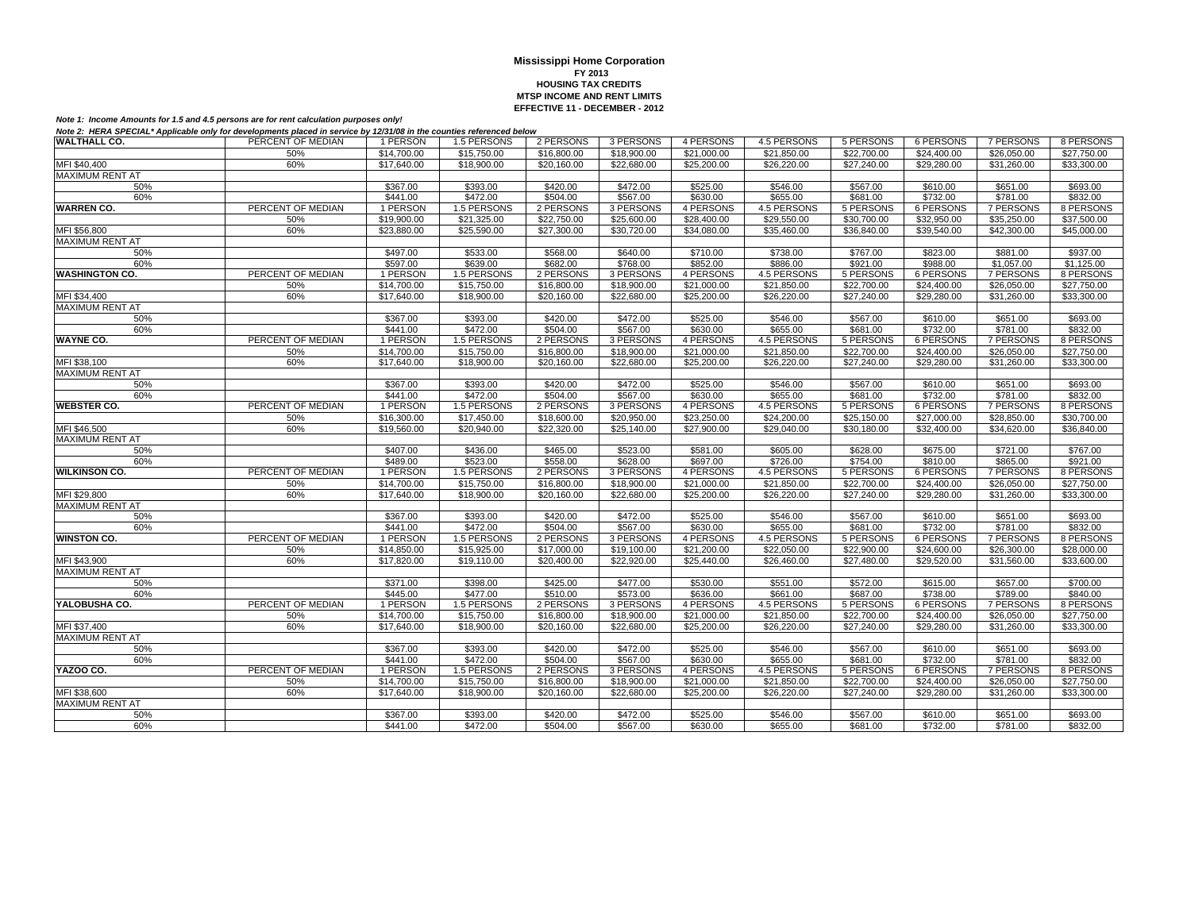**Mississippi Home Corporation**
**FY 2013**
**HOUSING TAX CREDITS**
**MTSP INCOME AND RENT LIMITS**
**EFFECTIVE 11 - DECEMBER - 2012**

***Note 1: Income Amounts for 1.5 and 4.5 persons are for rent calculation purposes only!***

***Note 2: HERA SPECIAL\* Applicable only for developments placed in service by 12/31/08 in the counties referenced below***

| **WALTHALL CO.** | PERCENT OF MEDIAN | 1 PERSON | 1.5 PERSONS | 2 PERSONS | 3 PERSONS | 4 PERSONS | 4.5 PERSONS | 5 PERSONS | 6 PERSONS | 7 PERSONS | 8 PERSONS |
|---|---|---|---|---|---|---|---|---|---|---|---|
| | 50% | $14,700.00 | $15,750.00 | $16,800.00 | $18,900.00 | $21,000.00 | $21,850.00 | $22,700.00 | $24,400.00 | $26,050.00 | $27,750.00 |
| MFI $40,400 | 60% | $17,640.00 | $18,900.00 | $20,160.00 | $22,680.00 | $25,200.00 | $26,220.00 | $27,240.00 | $29,280.00 | $31,260.00 | $33,300.00 |
| MAXIMUM RENT AT | | | | | | | | | | | |
| 50% | | $367.00 | $393.00 | $420.00 | $472.00 | $525.00 | $546.00 | $567.00 | $610.00 | $651.00 | $693.00 |
| 60% | | $441.00 | $472.00 | $504.00 | $567.00 | $630.00 | $655.00 | $681.00 | $732.00 | $781.00 | $832.00 |
| **WARREN CO.** | PERCENT OF MEDIAN | 1 PERSON | 1.5 PERSONS | 2 PERSONS | 3 PERSONS | 4 PERSONS | 4.5 PERSONS | 5 PERSONS | 6 PERSONS | 7 PERSONS | 8 PERSONS |
| | 50% | $19,900.00 | $21,325.00 | $22,750.00 | $25,600.00 | $28,400.00 | $29,550.00 | $30,700.00 | $32,950.00 | $35,250.00 | $37,500.00 |
| MFI $56,800 | 60% | $23,880.00 | $25,590.00 | $27,300.00 | $30,720.00 | $34,080.00 | $35,460.00 | $36,840.00 | $39,540.00 | $42,300.00 | $45,000.00 |
| MAXIMUM RENT AT | | | | | | | | | | | |
| 50% | | $497.00 | $533.00 | $568.00 | $640.00 | $710.00 | $738.00 | $767.00 | $823.00 | $881.00 | $937.00 |
| 60% | | $597.00 | $639.00 | $682.00 | $768.00 | $852.00 | $886.00 | $921.00 | $988.00 | $1,057.00 | $1,125.00 |
| **WASHINGTON CO.** | PERCENT OF MEDIAN | 1 PERSON | 1.5 PERSONS | 2 PERSONS | 3 PERSONS | 4 PERSONS | 4.5 PERSONS | 5 PERSONS | 6 PERSONS | 7 PERSONS | 8 PERSONS |
| | 50% | $14,700.00 | $15,750.00 | $16,800.00 | $18,900.00 | $21,000.00 | $21,850.00 | $22,700.00 | $24,400.00 | $26,050.00 | $27,750.00 |
| MFI $34,400 | 60% | $17,640.00 | $18,900.00 | $20,160.00 | $22,680.00 | $25,200.00 | $26,220.00 | $27,240.00 | $29,280.00 | $31,260.00 | $33,300.00 |
| MAXIMUM RENT AT | | | | | | | | | | | |
| 50% | | $367.00 | $393.00 | $420.00 | $472.00 | $525.00 | $546.00 | $567.00 | $610.00 | $651.00 | $693.00 |
| 60% | | $441.00 | $472.00 | $504.00 | $567.00 | $630.00 | $655.00 | $681.00 | $732.00 | $781.00 | $832.00 |
| **WAYNE CO.** | PERCENT OF MEDIAN | 1 PERSON | 1.5 PERSONS | 2 PERSONS | 3 PERSONS | 4 PERSONS | 4.5 PERSONS | 5 PERSONS | 6 PERSONS | 7 PERSONS | 8 PERSONS |
| | 50% | $14,700.00 | $15,750.00 | $16,800.00 | $18,900.00 | $21,000.00 | $21,850.00 | $22,700.00 | $24,400.00 | $26,050.00 | $27,750.00 |
| MFI $38,100 | 60% | $17,640.00 | $18,900.00 | $20,160.00 | $22,680.00 | $25,200.00 | $26,220.00 | $27,240.00 | $29,280.00 | $31,260.00 | $33,300.00 |
| MAXIMUM RENT AT | | | | | | | | | | | |
| 50% | | $367.00 | $393.00 | $420.00 | $472.00 | $525.00 | $546.00 | $567.00 | $610.00 | $651.00 | $693.00 |
| 60% | | $441.00 | $472.00 | $504.00 | $567.00 | $630.00 | $655.00 | $681.00 | $732.00 | $781.00 | $832.00 |
| **WEBSTER CO.** | PERCENT OF MEDIAN | 1 PERSON | 1.5 PERSONS | 2 PERSONS | 3 PERSONS | 4 PERSONS | 4.5 PERSONS | 5 PERSONS | 6 PERSONS | 7 PERSONS | 8 PERSONS |
| | 50% | $16,300.00 | $17,450.00 | $18,600.00 | $20,950.00 | $23,250.00 | $24,200.00 | $25,150.00 | $27,000.00 | $28,850.00 | $30,700.00 |
| MFI $46,500 | 60% | $19,560.00 | $20,940.00 | $22,320.00 | $25,140.00 | $27,900.00 | $29,040.00 | $30,180.00 | $32,400.00 | $34,620.00 | $36,840.00 |
| MAXIMUM RENT AT | | | | | | | | | | | |
| 50% | | $407.00 | $436.00 | $465.00 | $523.00 | $581.00 | $605.00 | $628.00 | $675.00 | $721.00 | $767.00 |
| 60% | | $489.00 | $523.00 | $558.00 | $628.00 | $697.00 | $726.00 | $754.00 | $810.00 | $865.00 | $921.00 |
| **WILKINSON CO.** | PERCENT OF MEDIAN | 1 PERSON | 1.5 PERSONS | 2 PERSONS | 3 PERSONS | 4 PERSONS | 4.5 PERSONS | 5 PERSONS | 6 PERSONS | 7 PERSONS | 8 PERSONS |
| | 50% | $14,700.00 | $15,750.00 | $16,800.00 | $18,900.00 | $21,000.00 | $21,850.00 | $22,700.00 | $24,400.00 | $26,050.00 | $27,750.00 |
| MFI $29,800 | 60% | $17,640.00 | $18,900.00 | $20,160.00 | $22,680.00 | $25,200.00 | $26,220.00 | $27,240.00 | $29,280.00 | $31,260.00 | $33,300.00 |
| MAXIMUM RENT AT | | | | | | | | | | | |
| 50% | | $367.00 | $393.00 | $420.00 | $472.00 | $525.00 | $546.00 | $567.00 | $610.00 | $651.00 | $693.00 |
| 60% | | $441.00 | $472.00 | $504.00 | $567.00 | $630.00 | $655.00 | $681.00 | $732.00 | $781.00 | $832.00 |
| **WINSTON CO.** | PERCENT OF MEDIAN | 1 PERSON | 1.5 PERSONS | 2 PERSONS | 3 PERSONS | 4 PERSONS | 4.5 PERSONS | 5 PERSONS | 6 PERSONS | 7 PERSONS | 8 PERSONS |
| | 50% | $14,850.00 | $15,925.00 | $17,000.00 | $19,100.00 | $21,200.00 | $22,050.00 | $22,900.00 | $24,600.00 | $26,300.00 | $28,000.00 |
| MFI $43,900 | 60% | $17,820.00 | $19,110.00 | $20,400.00 | $22,920.00 | $25,440.00 | $26,460.00 | $27,480.00 | $29,520.00 | $31,560.00 | $33,600.00 |
| MAXIMUM RENT AT | | | | | | | | | | | |
| 50% | | $371.00 | $398.00 | $425.00 | $477.00 | $530.00 | $551.00 | $572.00 | $615.00 | $657.00 | $700.00 |
| 60% | | $445.00 | $477.00 | $510.00 | $573.00 | $636.00 | $661.00 | $687.00 | $738.00 | $789.00 | $840.00 |
| **YALOBUSHA CO.** | PERCENT OF MEDIAN | 1 PERSON | 1.5 PERSONS | 2 PERSONS | 3 PERSONS | 4 PERSONS | 4.5 PERSONS | 5 PERSONS | 6 PERSONS | 7 PERSONS | 8 PERSONS |
| | 50% | $14,700.00 | $15,750.00 | $16,800.00 | $18,900.00 | $21,000.00 | $21,850.00 | $22,700.00 | $24,400.00 | $26,050.00 | $27,750.00 |
| MFI $37,400 | 60% | $17,640.00 | $18,900.00 | $20,160.00 | $22,680.00 | $25,200.00 | $26,220.00 | $27,240.00 | $29,280.00 | $31,260.00 | $33,300.00 |
| MAXIMUM RENT AT | | | | | | | | | | | |
| 50% | | $367.00 | $393.00 | $420.00 | $472.00 | $525.00 | $546.00 | $567.00 | $610.00 | $651.00 | $693.00 |
| 60% | | $441.00 | $472.00 | $504.00 | $567.00 | $630.00 | $655.00 | $681.00 | $732.00 | $781.00 | $832.00 |
| **YAZOO CO.** | PERCENT OF MEDIAN | 1 PERSON | 1.5 PERSONS | 2 PERSONS | 3 PERSONS | 4 PERSONS | 4.5 PERSONS | 5 PERSONS | 6 PERSONS | 7 PERSONS | 8 PERSONS |
| | 50% | $14,700.00 | $15,750.00 | $16,800.00 | $18,900.00 | $21,000.00 | $21,850.00 | $22,700.00 | $24,400.00 | $26,050.00 | $27,750.00 |
| MFI $38,600 | 60% | $17,640.00 | $18,900.00 | $20,160.00 | $22,680.00 | $25,200.00 | $26,220.00 | $27,240.00 | $29,280.00 | $31,260.00 | $33,300.00 |
| MAXIMUM RENT AT | | | | | | | | | | | |
| 50% | | $367.00 | $393.00 | $420.00 | $472.00 | $525.00 | $546.00 | $567.00 | $610.00 | $651.00 | $693.00 |
| 60% | | $441.00 | $472.00 | $504.00 | $567.00 | $630.00 | $655.00 | $681.00 | $732.00 | $781.00 | $832.00 |